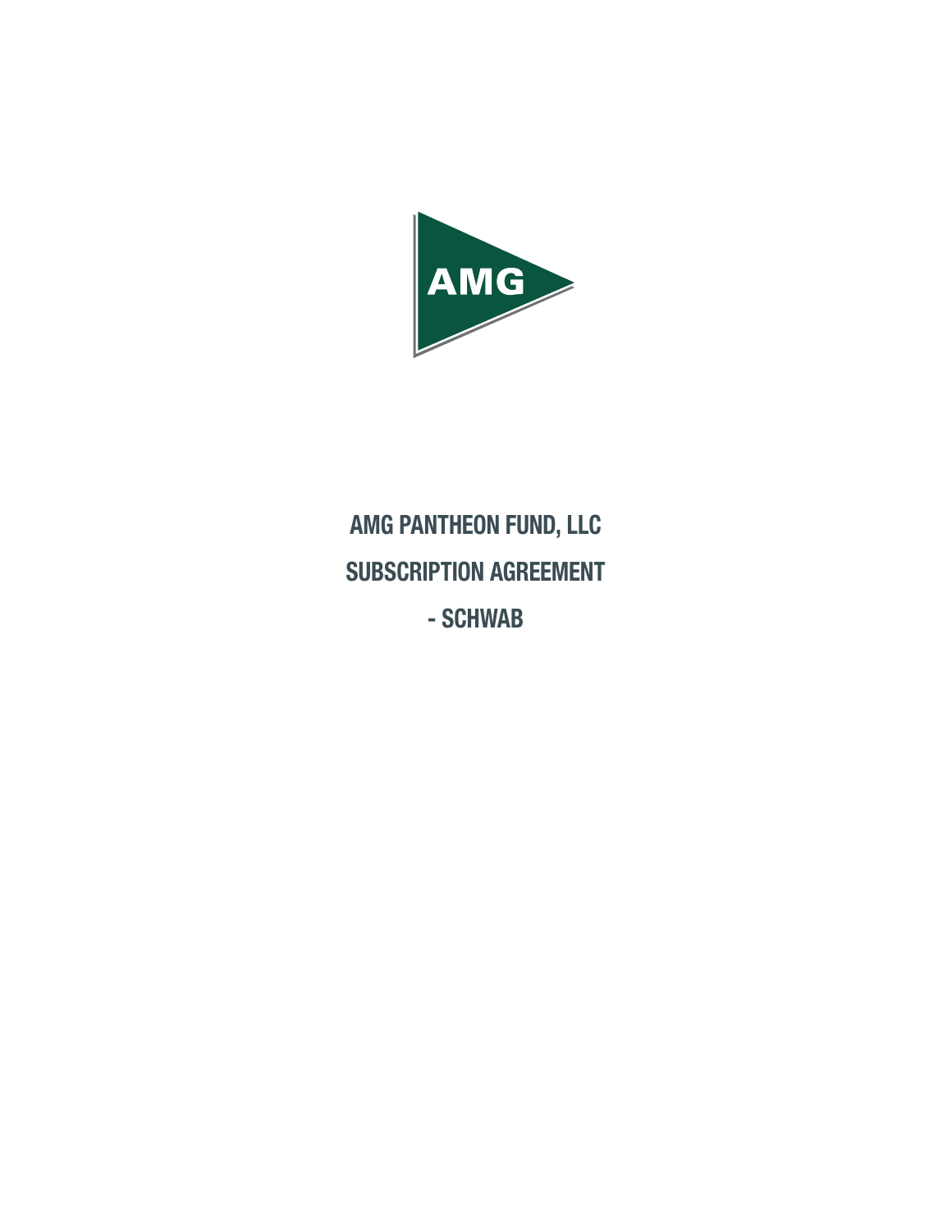AMG

# AMG PANTHEON FUND, LLC

# SUBSCRIPTION AGREEMENT

# - SCHWAB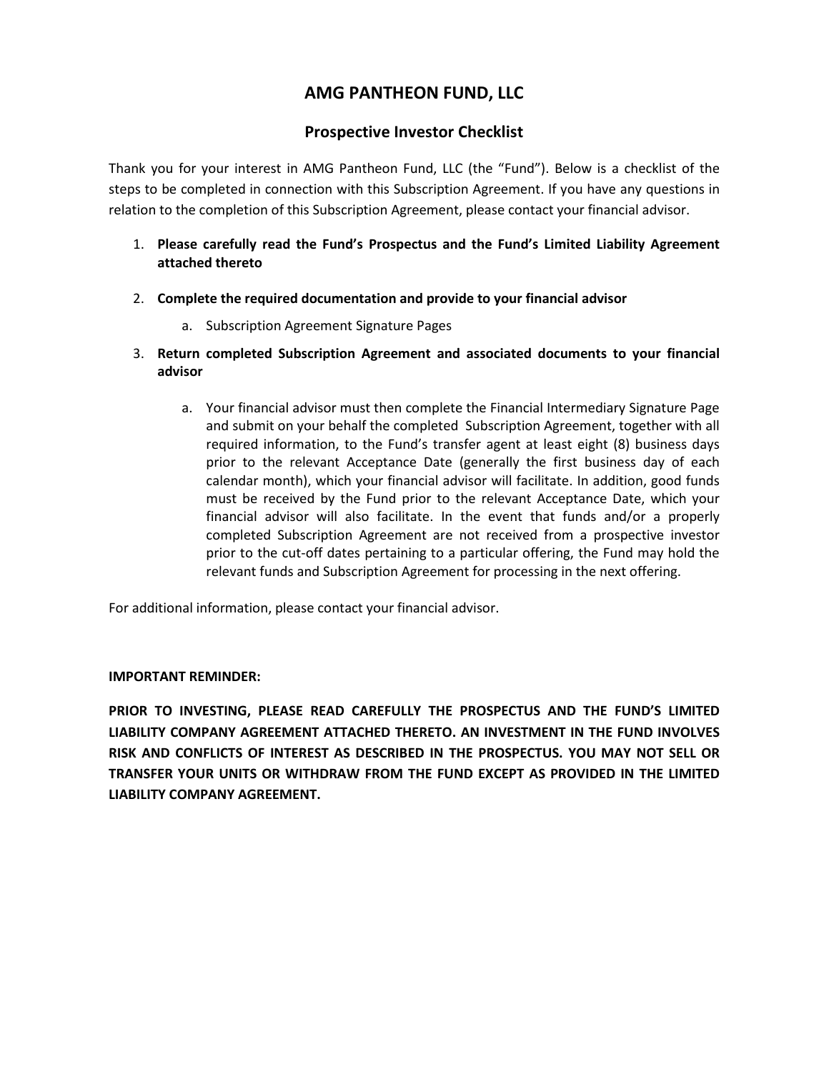# AMG PANTHEON FUND, LLC

## Prospective Investor Checklist

Thank you for your interest in AMG Pantheon Fund, LLC (the "Fund"). Below is a checklist of the steps to be completed in connection with this Subscription Agreement. If you have any questions in relation to the completion of this Subscription Agreement, please contact your financial advisor.

1. **Please carefully read the Fund's Prospectus and the Fund's Limited Liability Agreement attached thereto**

2. **Complete the required documentation and provide to your financial advisor**

   a. Subscription Agreement Signature Pages

3. **Return completed Subscription Agreement and associated documents to your financial advisor**

   a. Your financial advisor must then complete the Financial Intermediary Signature Page and submit on your behalf the completed Subscription Agreement, together with all required information, to the Fund's transfer agent at least eight (8) business days prior to the relevant Acceptance Date (generally the first business day of each calendar month), which your financial advisor will facilitate. In addition, good funds must be received by the Fund prior to the relevant Acceptance Date, which your financial advisor will also facilitate. In the event that funds and/or a properly completed Subscription Agreement are not received from a prospective investor prior to the cut-off dates pertaining to a particular offering, the Fund may hold the relevant funds and Subscription Agreement for processing in the next offering.

For additional information, please contact your financial advisor.

**IMPORTANT REMINDER:**

**PRIOR TO INVESTING, PLEASE READ CAREFULLY THE PROSPECTUS AND THE FUND'S LIMITED LIABILITY COMPANY AGREEMENT ATTACHED THERETO. AN INVESTMENT IN THE FUND INVOLVES RISK AND CONFLICTS OF INTEREST AS DESCRIBED IN THE PROSPECTUS. YOU MAY NOT SELL OR TRANSFER YOUR UNITS OR WITHDRAW FROM THE FUND EXCEPT AS PROVIDED IN THE LIMITED LIABILITY COMPANY AGREEMENT.**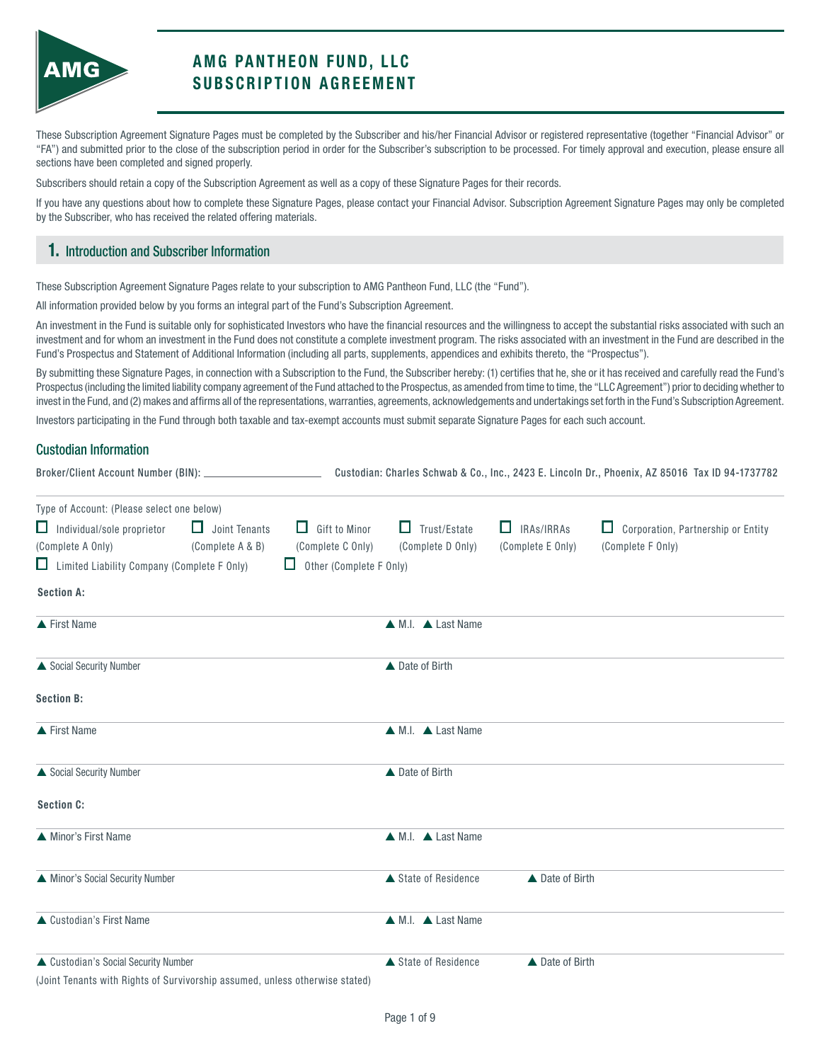# AMG PANTHEON FUND, LLC SUBSCRIPTION AGREEMENT

These Subscription Agreement Signature Pages must be completed by the Subscriber and his/her Financial Advisor or registered representative (together "Financial Advisor" or "FA") and submitted prior to the close of the subscription period in order for the Subscriber's subscription to be processed. For timely approval and execution, please ensure all sections have been completed and signed properly.

Subscribers should retain a copy of the Subscription Agreement as well as a copy of these Signature Pages for their records.

If you have any questions about how to complete these Signature Pages, please contact your Financial Advisor. Subscription Agreement Signature Pages may only be completed by the Subscriber, who has received the related offering materials.

## 1. Introduction and Subscriber Information

These Subscription Agreement Signature Pages relate to your subscription to AMG Pantheon Fund, LLC (the "Fund").

All information provided below by you forms an integral part of the Fund's Subscription Agreement.

An investment in the Fund is suitable only for sophisticated Investors who have the financial resources and the willingness to accept the substantial risks associated with such an investment and for whom an investment in the Fund does not constitute a complete investment program. The risks associated with an investment in the Fund are described in the Fund's Prospectus and Statement of Additional Information (including all parts, supplements, appendices and exhibits thereto, the "Prospectus").

By submitting these Signature Pages, in connection with a Subscription to the Fund, the Subscriber hereby: (1) certifies that he, she or it has received and carefully read the Fund's Prospectus (including the limited liability company agreement of the Fund attached to the Prospectus, as amended from time to time, the "LLC Agreement") prior to deciding whether to invest in the Fund, and (2) makes and affirms all of the representations, warranties, agreements, acknowledgements and undertakings set forth in the Fund's Subscription Agreement.

Investors participating in the Fund through both taxable and tax-exempt accounts must submit separate Signature Pages for each such account.

### Custodian Information

**Broker/Client Account Number (BIN):** ____________________ **Custodian: Charles Schwab & Co., Inc., 2423 E. Lincoln Dr., Phoenix, AZ 85016 Tax ID 94-1737782**

Type of Account: (Please select one below)

☐ Individual/sole proprietor (Complete A Only) ☐ Joint Tenants (Complete A & B) ☐ Gift to Minor (Complete C Only) ☐ Trust/Estate (Complete D Only) ☐ IRAs/IRRAs (Complete E Only) ☐ Corporation, Partnership or Entity (Complete F Only)

☐ Limited Liability Company (Complete F Only) ☐ Other (Complete F Only)

**Section A:**

▲ First Name ▲ M.I. ▲ Last Name

▲ Social Security Number ▲ Date of Birth

**Section B:**

▲ First Name ▲ M.I. ▲ Last Name

▲ Social Security Number ▲ Date of Birth

**Section C:**

▲ Minor's First Name ▲ M.I. ▲ Last Name

▲ Minor's Social Security Number ▲ State of Residence ▲ Date of Birth

▲ Custodian's First Name ▲ M.I. ▲ Last Name

▲ Custodian's Social Security Number ▲ State of Residence ▲ Date of Birth

(Joint Tenants with Rights of Survivorship assumed, unless otherwise stated)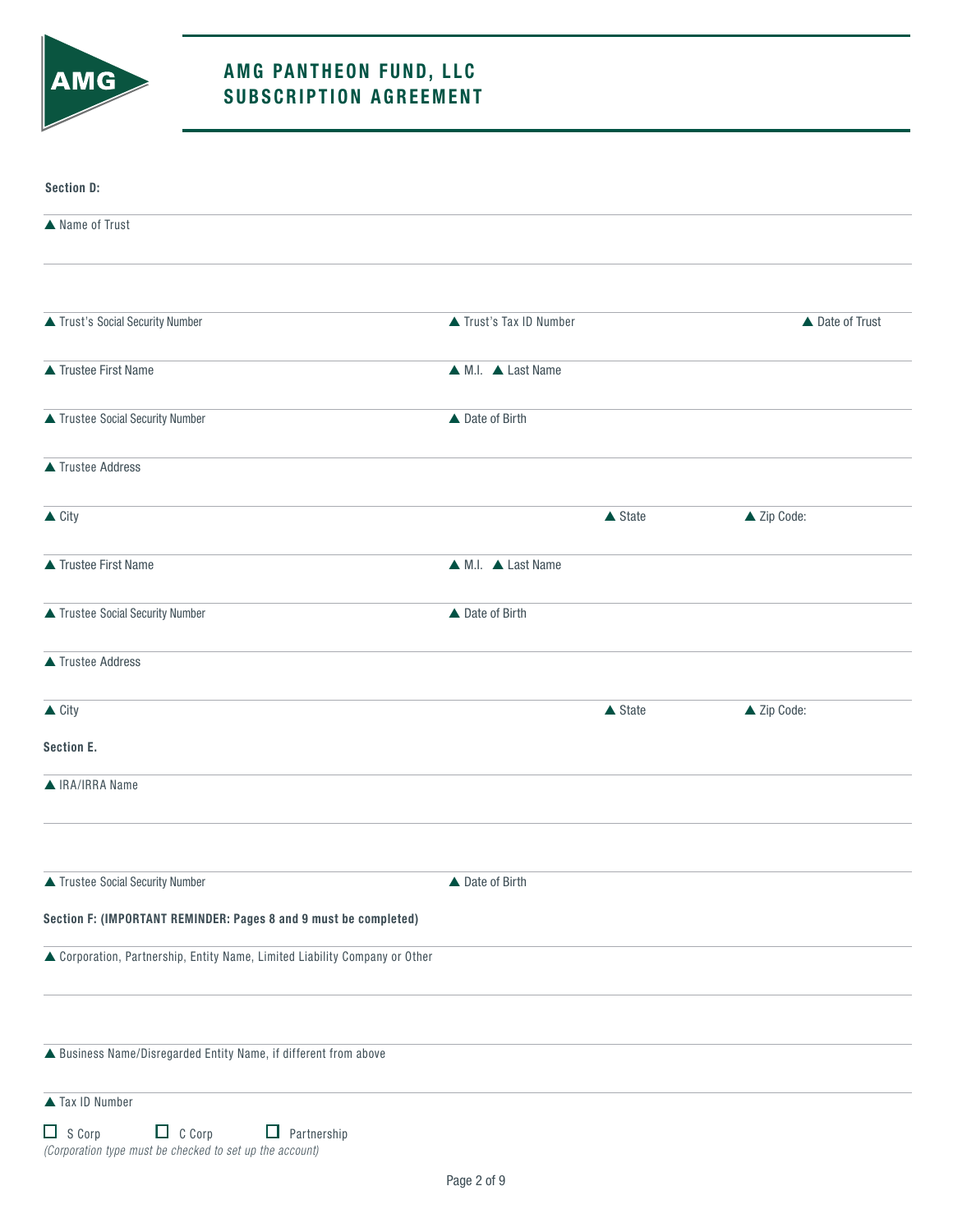# AMG PANTHEON FUND, LLC
# SUBSCRIPTION AGREEMENT

**Section D:**

▲ Name of Trust

▲ Trust's Social Security Number | ▲ Trust's Tax ID Number | ▲ Date of Trust

▲ Trustee First Name | ▲ M.I. | ▲ Last Name

▲ Trustee Social Security Number | ▲ Date of Birth

▲ Trustee Address

▲ City | ▲ State | ▲ Zip Code:

▲ Trustee First Name | ▲ M.I. | ▲ Last Name

▲ Trustee Social Security Number | ▲ Date of Birth

▲ Trustee Address

▲ City | ▲ State | ▲ Zip Code:

**Section E.**

▲ IRA/IRRA Name

▲ Trustee Social Security Number | ▲ Date of Birth

**Section F: (IMPORTANT REMINDER: Pages 8 and 9 must be completed)**

▲ Corporation, Partnership, Entity Name, Limited Liability Company or Other

▲ Business Name/Disregarded Entity Name, if different from above

▲ Tax ID Number

☐ S Corp ☐ C Corp ☐ Partnership

*(Corporation type must be checked to set up the account)*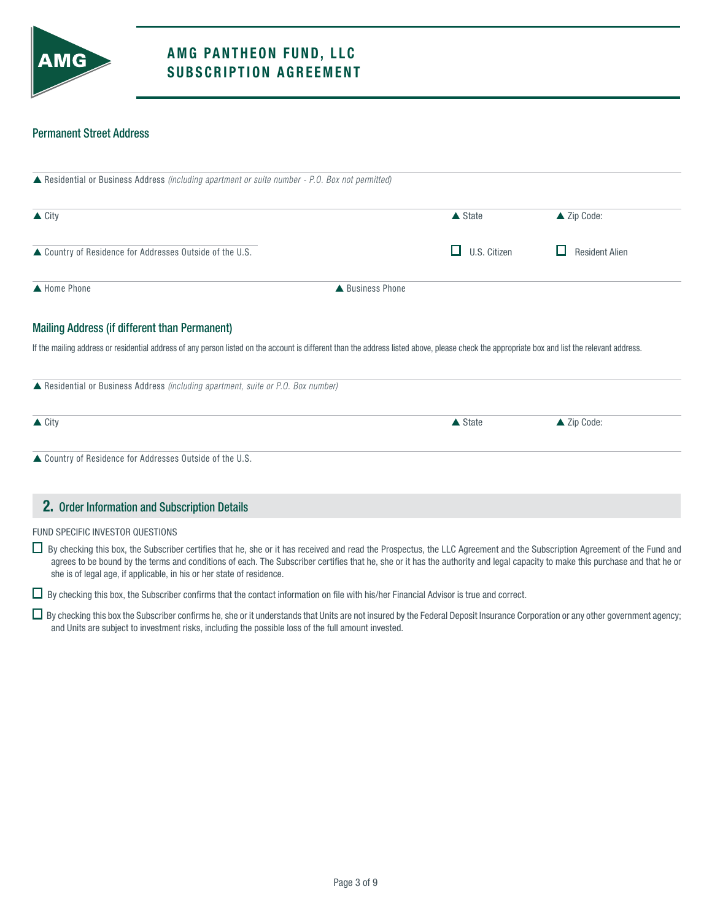# AMG PANTHEON FUND, LLC
# SUBSCRIPTION AGREEMENT

### Permanent Street Address

▲ Residential or Business Address *(including apartment or suite number - P.O. Box not permitted)*

▲ City ▲ State ▲ Zip Code:

▲ Country of Residence for Addresses Outside of the U.S. ☐ U.S. Citizen ☐ Resident Alien

▲ Home Phone ▲ Business Phone

### Mailing Address (if different than Permanent)

If the mailing address or residential address of any person listed on the account is different than the address listed above, please check the appropriate box and list the relevant address.

▲ Residential or Business Address *(including apartment, suite or P.O. Box number)*

▲ City ▲ State ▲ Zip Code:

▲ Country of Residence for Addresses Outside of the U.S.

## 2. Order Information and Subscription Details

FUND SPECIFIC INVESTOR QUESTIONS

☐ By checking this box, the Subscriber certifies that he, she or it has received and read the Prospectus, the LLC Agreement and the Subscription Agreement of the Fund and agrees to be bound by the terms and conditions of each. The Subscriber certifies that he, she or it has the authority and legal capacity to make this purchase and that he or she is of legal age, if applicable, in his or her state of residence.

☐ By checking this box, the Subscriber confirms that the contact information on file with his/her Financial Advisor is true and correct.

☐ By checking this box the Subscriber confirms he, she or it understands that Units are not insured by the Federal Deposit Insurance Corporation or any other government agency; and Units are subject to investment risks, including the possible loss of the full amount invested.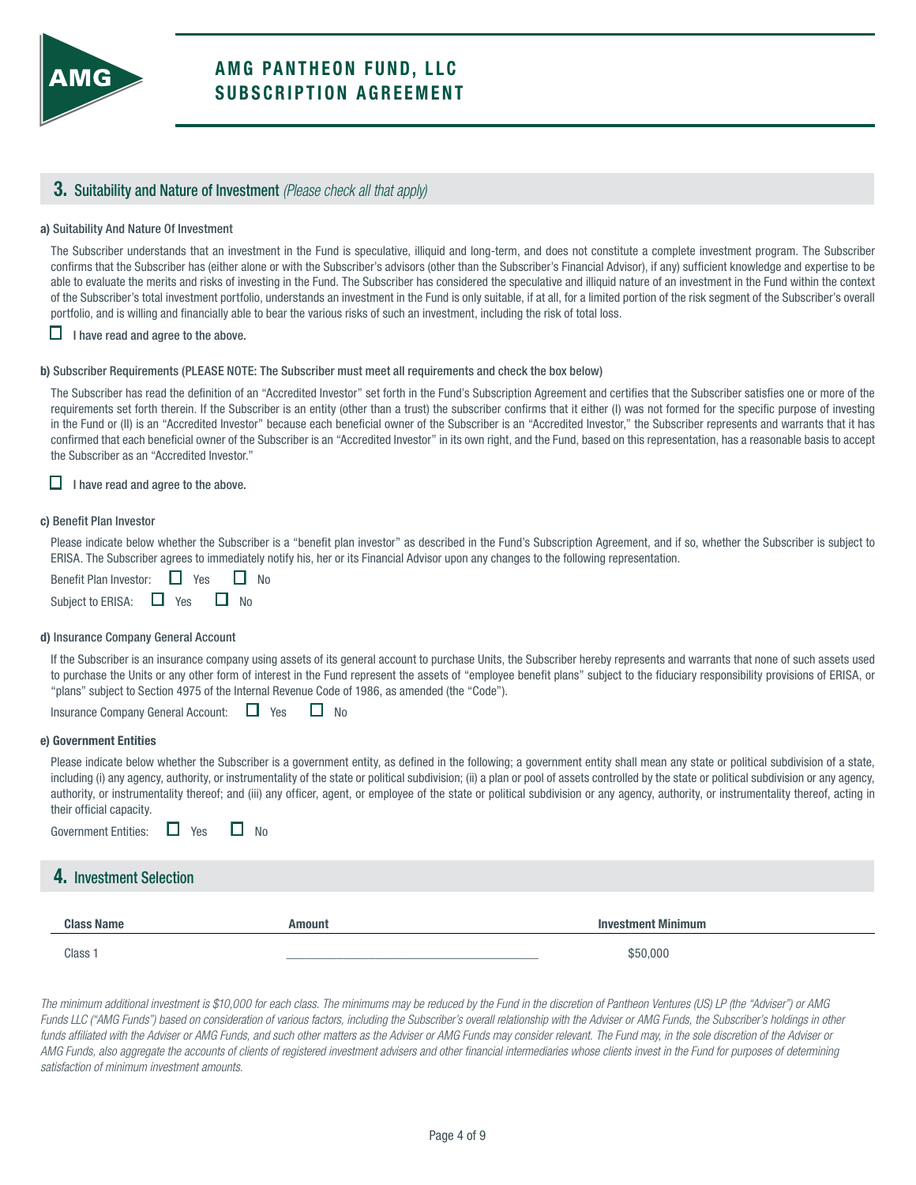# AMG PANTHEON FUND, LLC SUBSCRIPTION AGREEMENT

## 3. Suitability and Nature of Investment *(Please check all that apply)*

**a)** Suitability And Nature Of Investment

The Subscriber understands that an investment in the Fund is speculative, illiquid and long-term, and does not constitute a complete investment program. The Subscriber confirms that the Subscriber has (either alone or with the Subscriber's advisors (other than the Subscriber's Financial Advisor), if any) sufficient knowledge and expertise to be able to evaluate the merits and risks of investing in the Fund. The Subscriber has considered the speculative and illiquid nature of an investment in the Fund within the context of the Subscriber's total investment portfolio, understands an investment in the Fund is only suitable, if at all, for a limited portion of the risk segment of the Subscriber's overall portfolio, and is willing and financially able to bear the various risks of such an investment, including the risk of total loss.

☐ I have read and agree to the above.

**b)** Subscriber Requirements (PLEASE NOTE: The Subscriber must meet all requirements and check the box below)

The Subscriber has read the definition of an "Accredited Investor" set forth in the Fund's Subscription Agreement and certifies that the Subscriber satisfies one or more of the requirements set forth therein. If the Subscriber is an entity (other than a trust) the subscriber confirms that it either (I) was not formed for the specific purpose of investing in the Fund or (II) is an "Accredited Investor" because each beneficial owner of the Subscriber is an "Accredited Investor," the Subscriber represents and warrants that it has confirmed that each beneficial owner of the Subscriber is an "Accredited Investor" in its own right, and the Fund, based on this representation, has a reasonable basis to accept the Subscriber as an "Accredited Investor."

☐ I have read and agree to the above.

**c)** Benefit Plan Investor

Please indicate below whether the Subscriber is a "benefit plan investor" as described in the Fund's Subscription Agreement, and if so, whether the Subscriber is subject to ERISA. The Subscriber agrees to immediately notify his, her or its Financial Advisor upon any changes to the following representation.

Benefit Plan Investor: ☐ Yes ☐ No

Subject to ERISA: ☐ Yes ☐ No

**d)** Insurance Company General Account

If the Subscriber is an insurance company using assets of its general account to purchase Units, the Subscriber hereby represents and warrants that none of such assets used to purchase the Units or any other form of interest in the Fund represent the assets of "employee benefit plans" subject to the fiduciary responsibility provisions of ERISA, or "plans" subject to Section 4975 of the Internal Revenue Code of 1986, as amended (the "Code").

Insurance Company General Account: ☐ Yes ☐ No

**e) Government Entities**

Please indicate below whether the Subscriber is a government entity, as defined in the following; a government entity shall mean any state or political subdivision of a state, including (i) any agency, authority, or instrumentality of the state or political subdivision; (ii) a plan or pool of assets controlled by the state or political subdivision or any agency, authority, or instrumentality thereof; and (iii) any officer, agent, or employee of the state or political subdivision or any agency, authority, or instrumentality thereof, acting in their official capacity.

Government Entities: ☐ Yes ☐ No

## 4. Investment Selection

| Class Name | Amount | Investment Minimum |
|---|---|---|
| Class 1 | \_\_\_\_\_\_\_\_\_\_\_\_\_\_\_\_\_\_\_\_ | $50,000 |

*The minimum additional investment is $10,000 for each class. The minimums may be reduced by the Fund in the discretion of Pantheon Ventures (US) LP (the "Adviser") or AMG Funds LLC ("AMG Funds") based on consideration of various factors, including the Subscriber's overall relationship with the Adviser or AMG Funds, the Subscriber's holdings in other funds affiliated with the Adviser or AMG Funds, and such other matters as the Adviser or AMG Funds may consider relevant. The Fund may, in the sole discretion of the Adviser or AMG Funds, also aggregate the accounts of clients of registered investment advisers and other financial intermediaries whose clients invest in the Fund for purposes of determining satisfaction of minimum investment amounts.*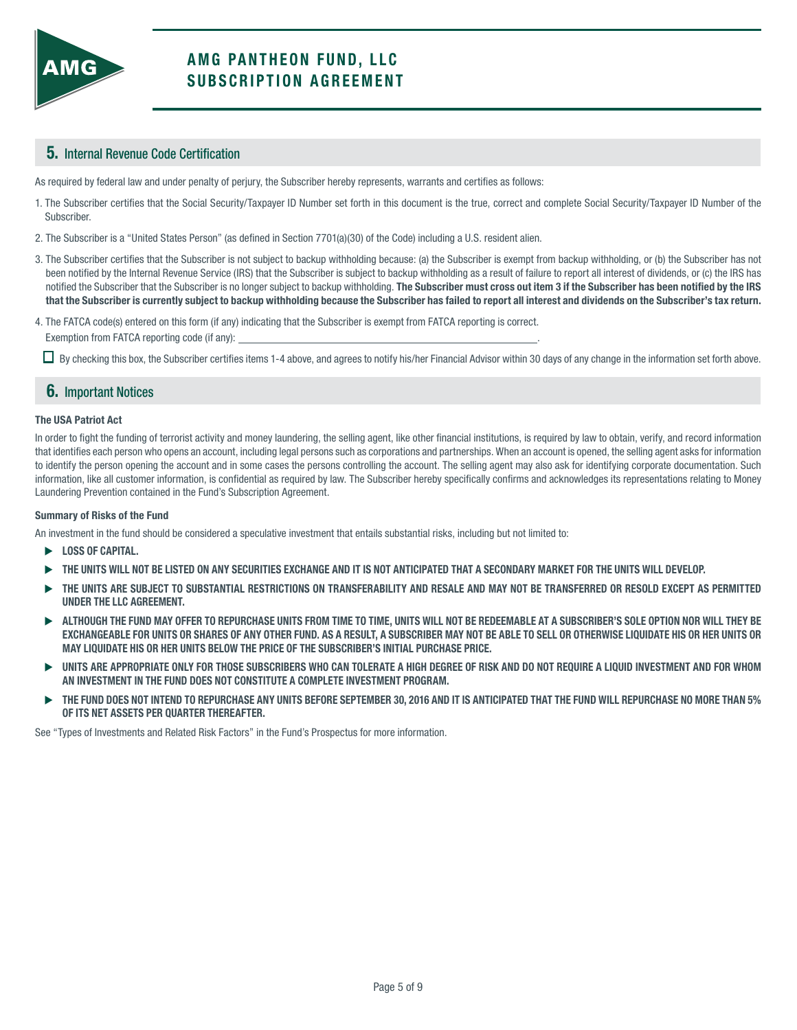# AMG PANTHEON FUND, LLC
# SUBSCRIPTION AGREEMENT

## 5. Internal Revenue Code Certification

As required by federal law and under penalty of perjury, the Subscriber hereby represents, warrants and certifies as follows:

1. The Subscriber certifies that the Social Security/Taxpayer ID Number set forth in this document is the true, correct and complete Social Security/Taxpayer ID Number of the Subscriber.
2. The Subscriber is a "United States Person" (as defined in Section 7701(a)(30) of the Code) including a U.S. resident alien.
3. The Subscriber certifies that the Subscriber is not subject to backup withholding because: (a) the Subscriber is exempt from backup withholding, or (b) the Subscriber has not been notified by the Internal Revenue Service (IRS) that the Subscriber is subject to backup withholding as a result of failure to report all interest of dividends, or (c) the IRS has notified the Subscriber that the Subscriber is no longer subject to backup withholding. **The Subscriber must cross out item 3 if the Subscriber has been notified by the IRS that the Subscriber is currently subject to backup withholding because the Subscriber has failed to report all interest and dividends on the Subscriber's tax return.**
4. The FATCA code(s) entered on this form (if any) indicating that the Subscriber is exempt from FATCA reporting is correct.
   Exemption from FATCA reporting code (if any): ______________________________.

☐ By checking this box, the Subscriber certifies items 1-4 above, and agrees to notify his/her Financial Advisor within 30 days of any change in the information set forth above.

## 6. Important Notices

**The USA Patriot Act**

In order to fight the funding of terrorist activity and money laundering, the selling agent, like other financial institutions, is required by law to obtain, verify, and record information that identifies each person who opens an account, including legal persons such as corporations and partnerships. When an account is opened, the selling agent asks for information to identify the person opening the account and in some cases the persons controlling the account. The selling agent may also ask for identifying corporate documentation. Such information, like all customer information, is confidential as required by law. The Subscriber hereby specifically confirms and acknowledges its representations relating to Money Laundering Prevention contained in the Fund's Subscription Agreement.

**Summary of Risks of the Fund**

An investment in the fund should be considered a speculative investment that entails substantial risks, including but not limited to:

- **LOSS OF CAPITAL.**
- **THE UNITS WILL NOT BE LISTED ON ANY SECURITIES EXCHANGE AND IT IS NOT ANTICIPATED THAT A SECONDARY MARKET FOR THE UNITS WILL DEVELOP.**
- **THE UNITS ARE SUBJECT TO SUBSTANTIAL RESTRICTIONS ON TRANSFERABILITY AND RESALE AND MAY NOT BE TRANSFERRED OR RESOLD EXCEPT AS PERMITTED UNDER THE LLC AGREEMENT.**
- **ALTHOUGH THE FUND MAY OFFER TO REPURCHASE UNITS FROM TIME TO TIME, UNITS WILL NOT BE REDEEMABLE AT A SUBSCRIBER'S SOLE OPTION NOR WILL THEY BE EXCHANGEABLE FOR UNITS OR SHARES OF ANY OTHER FUND. AS A RESULT, A SUBSCRIBER MAY NOT BE ABLE TO SELL OR OTHERWISE LIQUIDATE HIS OR HER UNITS OR MAY LIQUIDATE HIS OR HER UNITS BELOW THE PRICE OF THE SUBSCRIBER'S INITIAL PURCHASE PRICE.**
- **UNITS ARE APPROPRIATE ONLY FOR THOSE SUBSCRIBERS WHO CAN TOLERATE A HIGH DEGREE OF RISK AND DO NOT REQUIRE A LIQUID INVESTMENT AND FOR WHOM AN INVESTMENT IN THE FUND DOES NOT CONSTITUTE A COMPLETE INVESTMENT PROGRAM.**
- **THE FUND DOES NOT INTEND TO REPURCHASE ANY UNITS BEFORE SEPTEMBER 30, 2016 AND IT IS ANTICIPATED THAT THE FUND WILL REPURCHASE NO MORE THAN 5% OF ITS NET ASSETS PER QUARTER THEREAFTER.**

See "Types of Investments and Related Risk Factors" in the Fund's Prospectus for more information.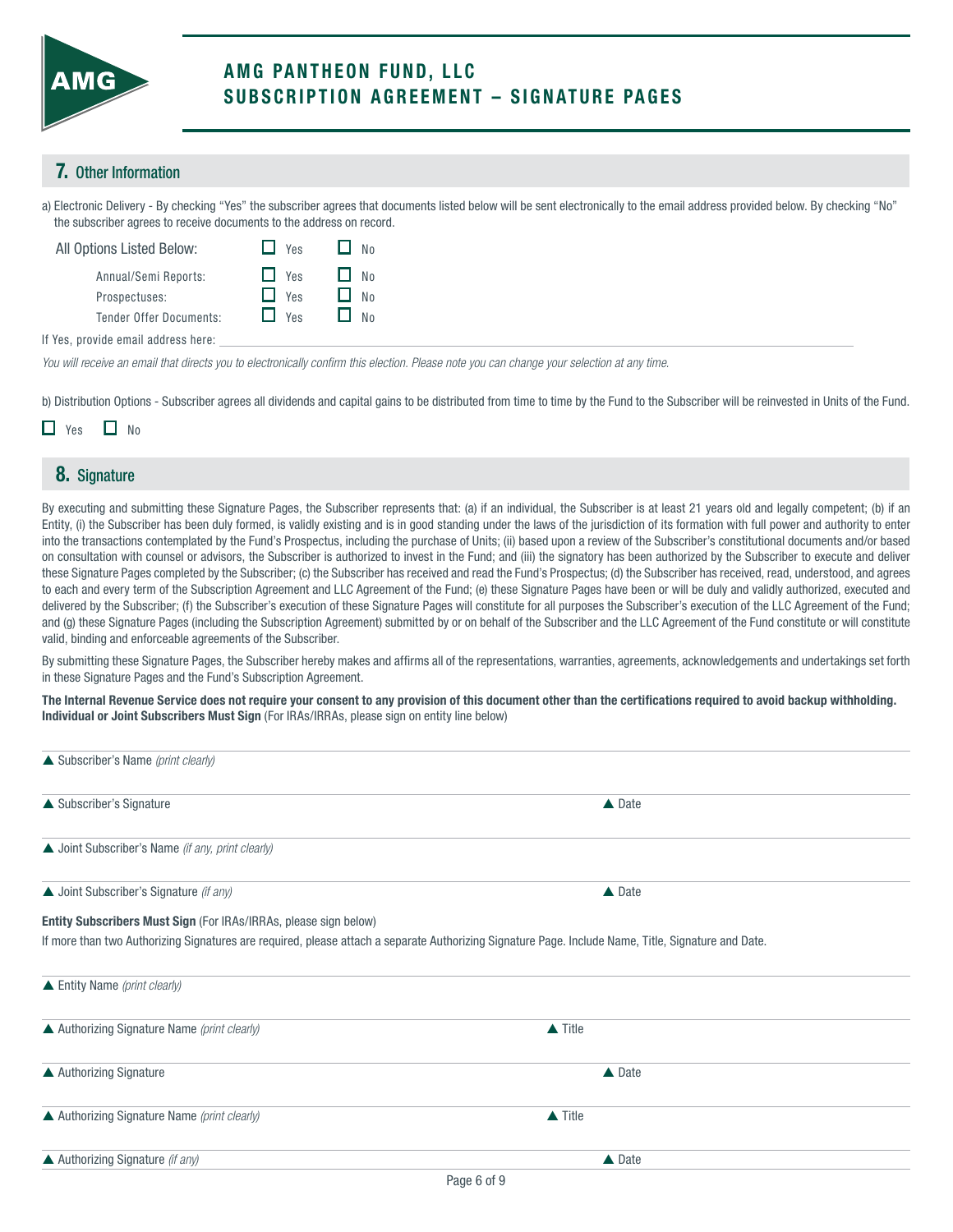# AMG PANTHEON FUND, LLC
## SUBSCRIPTION AGREEMENT – SIGNATURE PAGES

## 7. Other Information

a) Electronic Delivery - By checking "Yes" the subscriber agrees that documents listed below will be sent electronically to the email address provided below. By checking "No" the subscriber agrees to receive documents to the address on record.

| | | |
|---|---|---|
| All Options Listed Below: | ☐ Yes | ☐ No |
| Annual/Semi Reports: | ☐ Yes | ☐ No |
| Prospectuses: | ☐ Yes | ☐ No |
| Tender Offer Documents: | ☐ Yes | ☐ No |

If Yes, provide email address here: ______________________________

*You will receive an email that directs you to electronically confirm this election. Please note you can change your selection at any time.*

b) Distribution Options - Subscriber agrees all dividends and capital gains to be distributed from time to time by the Fund to the Subscriber will be reinvested in Units of the Fund.

☐ Yes ☐ No

## 8. Signature

By executing and submitting these Signature Pages, the Subscriber represents that: (a) if an individual, the Subscriber is at least 21 years old and legally competent; (b) if an Entity, (i) the Subscriber has been duly formed, is validly existing and is in good standing under the laws of the jurisdiction of its formation with full power and authority to enter into the transactions contemplated by the Fund's Prospectus, including the purchase of Units; (ii) based upon a review of the Subscriber's constitutional documents and/or based on consultation with counsel or advisors, the Subscriber is authorized to invest in the Fund; and (iii) the signatory has been authorized by the Subscriber to execute and deliver these Signature Pages completed by the Subscriber; (c) the Subscriber has received and read the Fund's Prospectus; (d) the Subscriber has received, read, understood, and agrees to each and every term of the Subscription Agreement and LLC Agreement of the Fund; (e) these Signature Pages have been or will be duly and validly authorized, executed and delivered by the Subscriber; (f) the Subscriber's execution of these Signature Pages will constitute for all purposes the Subscriber's execution of the LLC Agreement of the Fund; and (g) these Signature Pages (including the Subscription Agreement) submitted by or on behalf of the Subscriber and the LLC Agreement of the Fund constitute or will constitute valid, binding and enforceable agreements of the Subscriber.

By submitting these Signature Pages, the Subscriber hereby makes and affirms all of the representations, warranties, agreements, acknowledgements and undertakings set forth in these Signature Pages and the Fund's Subscription Agreement.

**The Internal Revenue Service does not require your consent to any provision of this document other than the certifications required to avoid backup withholding.**
**Individual or Joint Subscribers Must Sign** (For IRAs/IRRAs, please sign on entity line below)

▲ Subscriber's Name *(print clearly)*

▲ Subscriber's Signature ▲ Date

▲ Joint Subscriber's Name *(if any, print clearly)*

▲ Joint Subscriber's Signature *(if any)* ▲ Date

**Entity Subscribers Must Sign** (For IRAs/IRRAs, please sign below)

If more than two Authorizing Signatures are required, please attach a separate Authorizing Signature Page. Include Name, Title, Signature and Date.

▲ Entity Name *(print clearly)*

▲ Authorizing Signature Name *(print clearly)* ▲ Title

▲ Authorizing Signature ▲ Date

▲ Authorizing Signature Name *(print clearly)* ▲ Title

▲ Authorizing Signature *(if any)* ▲ Date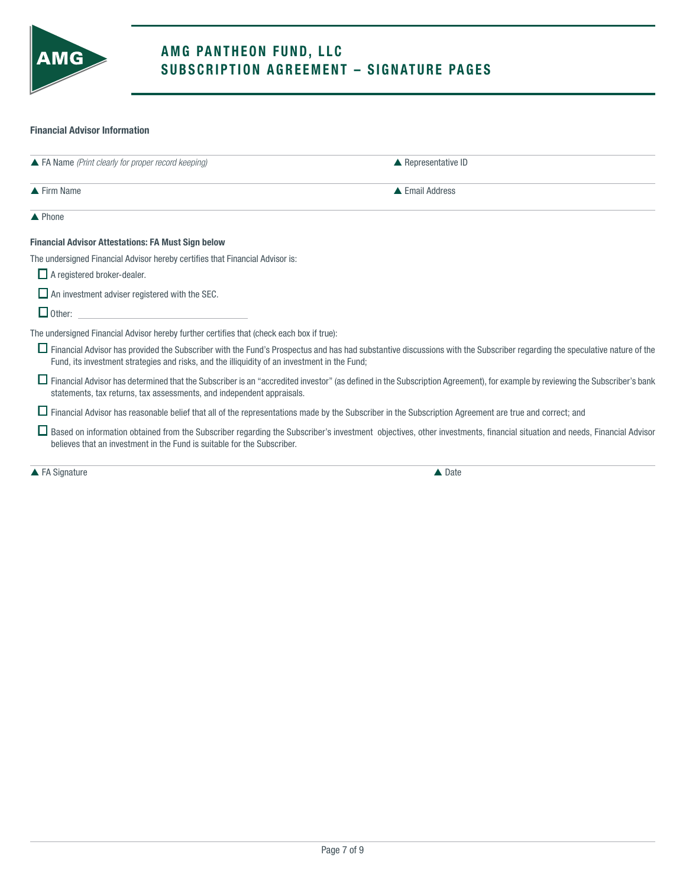# AMG PANTHEON FUND, LLC
## SUBSCRIPTION AGREEMENT – SIGNATURE PAGES

**Financial Advisor Information**

| | |
|---|---|
| ▲ FA Name *(Print clearly for proper record keeping)* | ▲ Representative ID |
| ▲ Firm Name | ▲ Email Address |
| ▲ Phone | |

**Financial Advisor Attestations: FA Must Sign below**

The undersigned Financial Advisor hereby certifies that Financial Advisor is:

- ☐ A registered broker-dealer.
- ☐ An investment adviser registered with the SEC.
- ☐ Other: ______________________________

The undersigned Financial Advisor hereby further certifies that (check each box if true):

- ☐ Financial Advisor has provided the Subscriber with the Fund's Prospectus and has had substantive discussions with the Subscriber regarding the speculative nature of the Fund, its investment strategies and risks, and the illiquidity of an investment in the Fund;
- ☐ Financial Advisor has determined that the Subscriber is an "accredited investor" (as defined in the Subscription Agreement), for example by reviewing the Subscriber's bank statements, tax returns, tax assessments, and independent appraisals.
- ☐ Financial Advisor has reasonable belief that all of the representations made by the Subscriber in the Subscription Agreement are true and correct; and
- ☐ Based on information obtained from the Subscriber regarding the Subscriber's investment objectives, other investments, financial situation and needs, Financial Advisor believes that an investment in the Fund is suitable for the Subscriber.

| | |
|---|---|
| ▲ FA Signature | ▲ Date |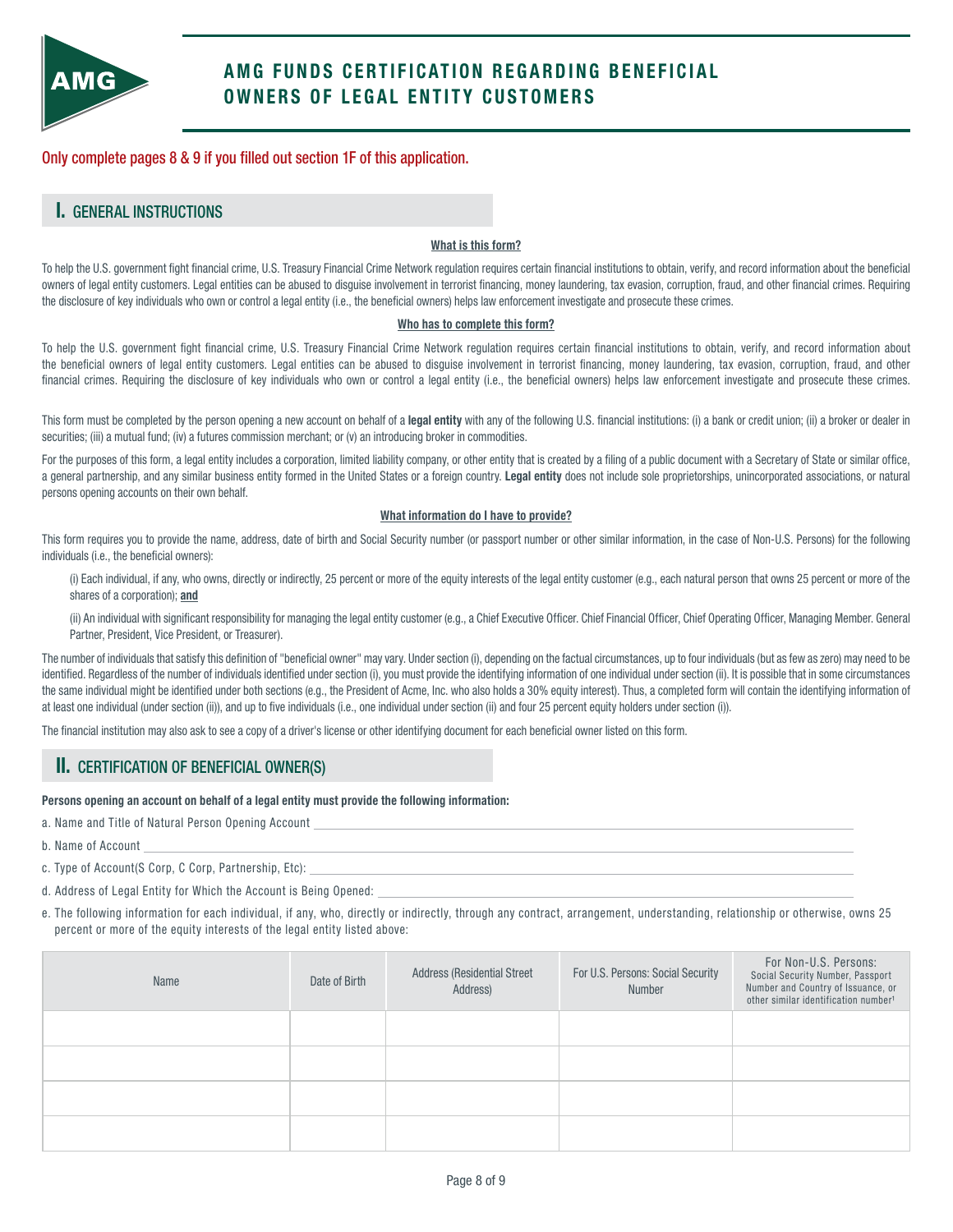# AMG FUNDS CERTIFICATION REGARDING BENEFICIAL OWNERS OF LEGAL ENTITY CUSTOMERS

Only complete pages 8 & 9 if you filled out section 1F of this application.

## I. GENERAL INSTRUCTIONS

**What is this form?**

To help the U.S. government fight financial crime, U.S. Treasury Financial Crime Network regulation requires certain financial institutions to obtain, verify, and record information about the beneficial owners of legal entity customers. Legal entities can be abused to disguise involvement in terrorist financing, money laundering, tax evasion, corruption, fraud, and other financial crimes. Requiring the disclosure of key individuals who own or control a legal entity (i.e., the beneficial owners) helps law enforcement investigate and prosecute these crimes.

**Who has to complete this form?**

To help the U.S. government fight financial crime, U.S. Treasury Financial Crime Network regulation requires certain financial institutions to obtain, verify, and record information about the beneficial owners of legal entity customers. Legal entities can be abused to disguise involvement in terrorist financing, money laundering, tax evasion, corruption, fraud, and other financial crimes. Requiring the disclosure of key individuals who own or control a legal entity (i.e., the beneficial owners) helps law enforcement investigate and prosecute these crimes.

This form must be completed by the person opening a new account on behalf of a **legal entity** with any of the following U.S. financial institutions: (i) a bank or credit union; (ii) a broker or dealer in securities; (iii) a mutual fund; (iv) a futures commission merchant; or (v) an introducing broker in commodities.

For the purposes of this form, a legal entity includes a corporation, limited liability company, or other entity that is created by a filing of a public document with a Secretary of State or similar office, a general partnership, and any similar business entity formed in the United States or a foreign country. **Legal entity** does not include sole proprietorships, unincorporated associations, or natural persons opening accounts on their own behalf.

**What information do I have to provide?**

This form requires you to provide the name, address, date of birth and Social Security number (or passport number or other similar information, in the case of Non-U.S. Persons) for the following individuals (i.e., the beneficial owners):

(i) Each individual, if any, who owns, directly or indirectly, 25 percent or more of the equity interests of the legal entity customer (e.g., each natural person that owns 25 percent or more of the shares of a corporation); **and**

(ii) An individual with significant responsibility for managing the legal entity customer (e.g., a Chief Executive Officer. Chief Financial Officer, Chief Operating Officer, Managing Member. General Partner, President, Vice President, or Treasurer).

The number of individuals that satisfy this definition of "beneficial owner" may vary. Under section (i), depending on the factual circumstances, up to four individuals (but as few as zero) may need to be identified. Regardless of the number of individuals identified under section (i), you must provide the identifying information of one individual under section (ii). It is possible that in some circumstances the same individual might be identified under both sections (e.g., the President of Acme, Inc. who also holds a 30% equity interest). Thus, a completed form will contain the identifying information of at least one individual (under section (ii)), and up to five individuals (i.e., one individual under section (ii) and four 25 percent equity holders under section (i)).

The financial institution may also ask to see a copy of a driver's license or other identifying document for each beneficial owner listed on this form.

## II. CERTIFICATION OF BENEFICIAL OWNER(S)

**Persons opening an account on behalf of a legal entity must provide the following information:**

a. Name and Title of Natural Person Opening Account ______________________________

b. Name of Account ______________________________

c. Type of Account(S Corp, C Corp, Partnership, Etc): ______________________________

d. Address of Legal Entity for Which the Account is Being Opened: ______________________________

e. The following information for each individual, if any, who, directly or indirectly, through any contract, arrangement, understanding, relationship or otherwise, owns 25 percent or more of the equity interests of the legal entity listed above:

| Name | Date of Birth | Address (Residential Street Address) | For U.S. Persons: Social Security Number | For Non-U.S. Persons: Social Security Number, Passport Number and Country of Issuance, or other similar identification number[1] |
|---|---|---|---|---|
| | | | | |
| | | | | |
| | | | | |
| | | | | |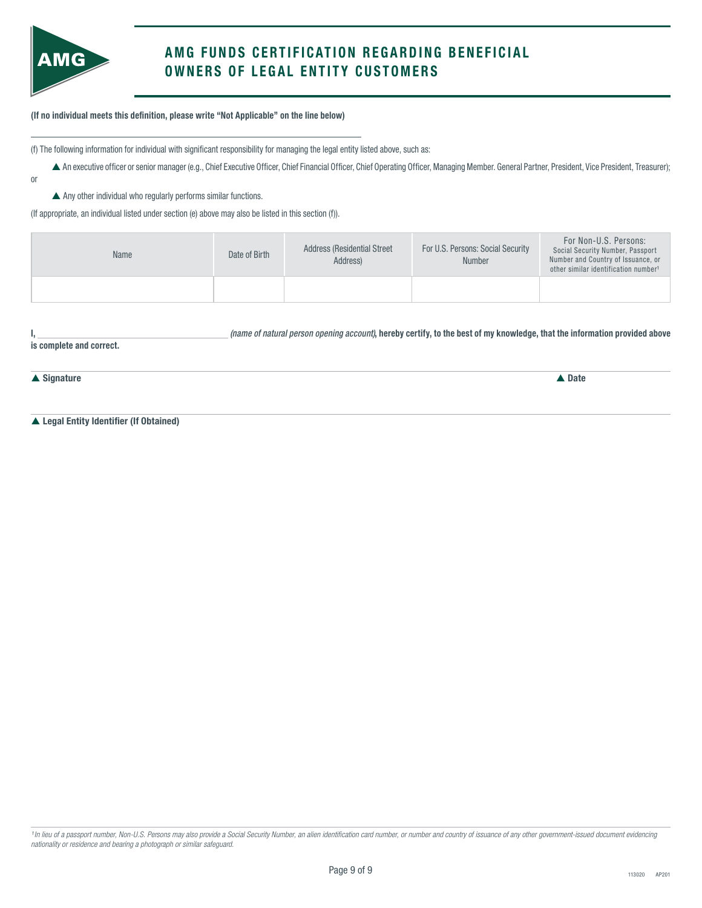# AMG FUNDS CERTIFICATION REGARDING BENEFICIAL OWNERS OF LEGAL ENTITY CUSTOMERS

**(If no individual meets this definition, please write "Not Applicable" on the line below)**

_______________________________________________

(f) The following information for individual with significant responsibility for managing the legal entity listed above, such as:

- ▲ An executive officer or senior manager (e.g., Chief Executive Officer, Chief Financial Officer, Chief Operating Officer, Managing Member. General Partner, President, Vice President, Treasurer);

or

- ▲ Any other individual who regularly performs similar functions.

(If appropriate, an individual listed under section (e) above may also be listed in this section (f)).

| Name | Date of Birth | Address (Residential Street Address) | For U.S. Persons: Social Security Number | For Non-U.S. Persons: Social Security Number, Passport Number and Country of Issuance, or other similar identification number[1] |
|---|---|---|---|---|
| | | | | |

**I,** _______________________ *(name of natural person opening account)*, **hereby certify, to the best of my knowledge, that the information provided above is complete and correct.**

**▲ Signature** **▲ Date**

**▲ Legal Entity Identifier (If Obtained)**

[1] *In lieu of a passport number, Non-U.S. Persons may also provide a Social Security Number, an alien identification card number, or number and country of issuance of any other government-issued document evidencing nationality or residence and bearing a photograph or similar safeguard.*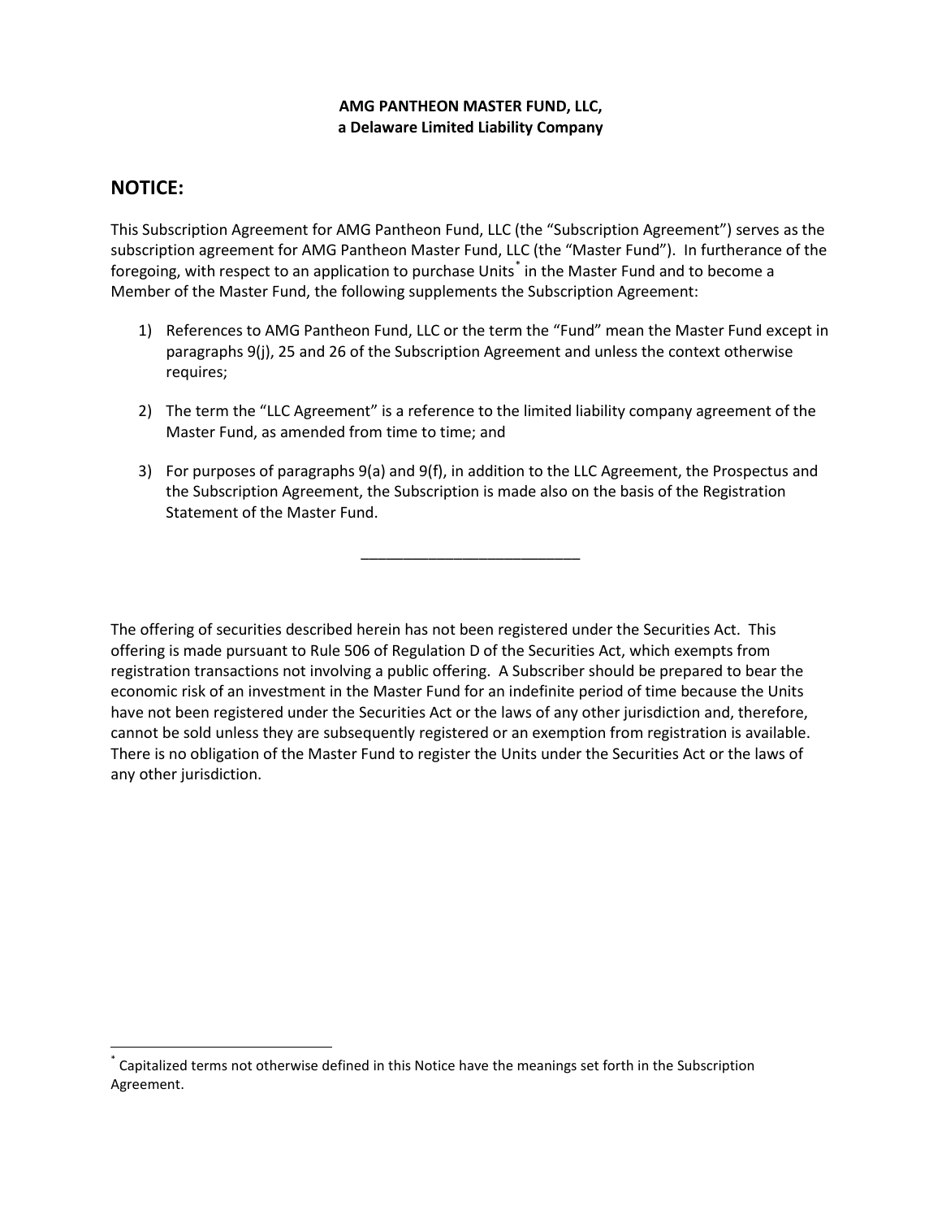**AMG PANTHEON MASTER FUND, LLC,**
**a Delaware Limited Liability Company**

## NOTICE:

This Subscription Agreement for AMG Pantheon Fund, LLC (the "Subscription Agreement") serves as the subscription agreement for AMG Pantheon Master Fund, LLC (the "Master Fund"). In furtherance of the foregoing, with respect to an application to purchase Units* in the Master Fund and to become a Member of the Master Fund, the following supplements the Subscription Agreement:

1) References to AMG Pantheon Fund, LLC or the term the "Fund" mean the Master Fund except in paragraphs 9(j), 25 and 26 of the Subscription Agreement and unless the context otherwise requires;

2) The term the "LLC Agreement" is a reference to the limited liability company agreement of the Master Fund, as amended from time to time; and

3) For purposes of paragraphs 9(a) and 9(f), in addition to the LLC Agreement, the Prospectus and the Subscription Agreement, the Subscription is made also on the basis of the Registration Statement of the Master Fund.

---

The offering of securities described herein has not been registered under the Securities Act. This offering is made pursuant to Rule 506 of Regulation D of the Securities Act, which exempts from registration transactions not involving a public offering. A Subscriber should be prepared to bear the economic risk of an investment in the Master Fund for an indefinite period of time because the Units have not been registered under the Securities Act or the laws of any other jurisdiction and, therefore, cannot be sold unless they are subsequently registered or an exemption from registration is available. There is no obligation of the Master Fund to register the Units under the Securities Act or the laws of any other jurisdiction.

---

* Capitalized terms not otherwise defined in this Notice have the meanings set forth in the Subscription Agreement.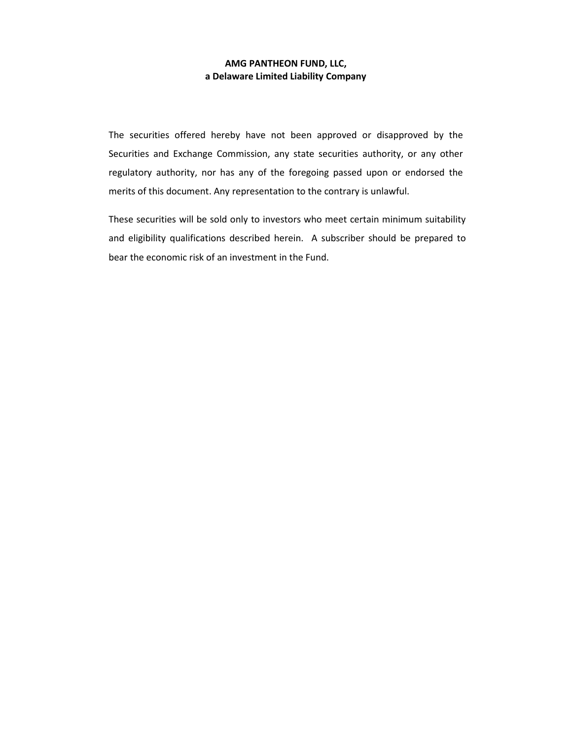**AMG PANTHEON FUND, LLC,**
**a Delaware Limited Liability Company**

The securities offered hereby have not been approved or disapproved by the Securities and Exchange Commission, any state securities authority, or any other regulatory authority, nor has any of the foregoing passed upon or endorsed the merits of this document. Any representation to the contrary is unlawful.

These securities will be sold only to investors who meet certain minimum suitability and eligibility qualifications described herein. A subscriber should be prepared to bear the economic risk of an investment in the Fund.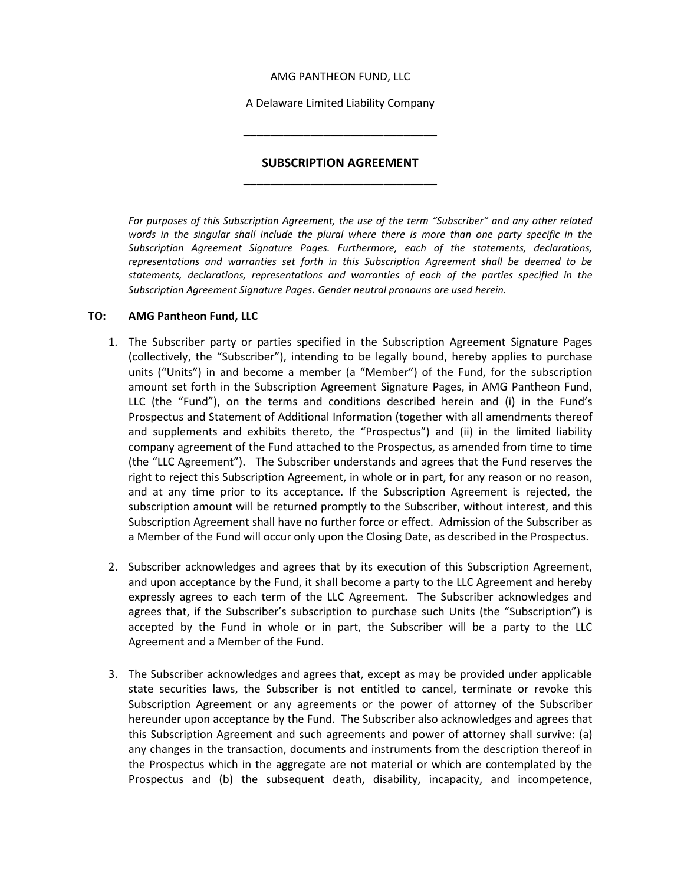AMG PANTHEON FUND, LLC

A Delaware Limited Liability Company

---

## SUBSCRIPTION AGREEMENT

---

*For purposes of this Subscription Agreement, the use of the term "Subscriber" and any other related words in the singular shall include the plural where there is more than one party specific in the Subscription Agreement Signature Pages. Furthermore, each of the statements, declarations, representations and warranties set forth in this Subscription Agreement shall be deemed to be statements, declarations, representations and warranties of each of the parties specified in the Subscription Agreement Signature Pages. Gender neutral pronouns are used herein.*

**TO: AMG Pantheon Fund, LLC**

1. The Subscriber party or parties specified in the Subscription Agreement Signature Pages (collectively, the "Subscriber"), intending to be legally bound, hereby applies to purchase units ("Units") in and become a member (a "Member") of the Fund, for the subscription amount set forth in the Subscription Agreement Signature Pages, in AMG Pantheon Fund, LLC (the "Fund"), on the terms and conditions described herein and (i) in the Fund's Prospectus and Statement of Additional Information (together with all amendments thereof and supplements and exhibits thereto, the "Prospectus") and (ii) in the limited liability company agreement of the Fund attached to the Prospectus, as amended from time to time (the "LLC Agreement"). The Subscriber understands and agrees that the Fund reserves the right to reject this Subscription Agreement, in whole or in part, for any reason or no reason, and at any time prior to its acceptance. If the Subscription Agreement is rejected, the subscription amount will be returned promptly to the Subscriber, without interest, and this Subscription Agreement shall have no further force or effect. Admission of the Subscriber as a Member of the Fund will occur only upon the Closing Date, as described in the Prospectus.

2. Subscriber acknowledges and agrees that by its execution of this Subscription Agreement, and upon acceptance by the Fund, it shall become a party to the LLC Agreement and hereby expressly agrees to each term of the LLC Agreement. The Subscriber acknowledges and agrees that, if the Subscriber's subscription to purchase such Units (the "Subscription") is accepted by the Fund in whole or in part, the Subscriber will be a party to the LLC Agreement and a Member of the Fund.

3. The Subscriber acknowledges and agrees that, except as may be provided under applicable state securities laws, the Subscriber is not entitled to cancel, terminate or revoke this Subscription Agreement or any agreements or the power of attorney of the Subscriber hereunder upon acceptance by the Fund. The Subscriber also acknowledges and agrees that this Subscription Agreement and such agreements and power of attorney shall survive: (a) any changes in the transaction, documents and instruments from the description thereof in the Prospectus which in the aggregate are not material or which are contemplated by the Prospectus and (b) the subsequent death, disability, incapacity, and incompetence,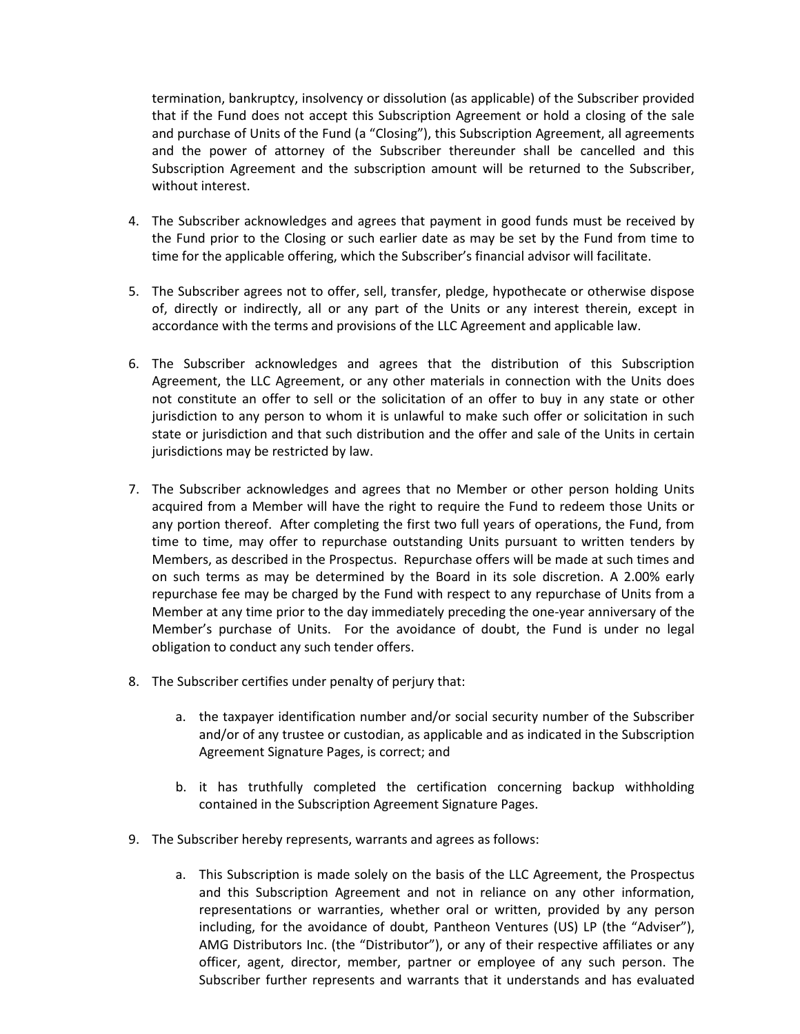termination, bankruptcy, insolvency or dissolution (as applicable) of the Subscriber provided that if the Fund does not accept this Subscription Agreement or hold a closing of the sale and purchase of Units of the Fund (a "Closing"), this Subscription Agreement, all agreements and the power of attorney of the Subscriber thereunder shall be cancelled and this Subscription Agreement and the subscription amount will be returned to the Subscriber, without interest.

4. The Subscriber acknowledges and agrees that payment in good funds must be received by the Fund prior to the Closing or such earlier date as may be set by the Fund from time to time for the applicable offering, which the Subscriber's financial advisor will facilitate.

5. The Subscriber agrees not to offer, sell, transfer, pledge, hypothecate or otherwise dispose of, directly or indirectly, all or any part of the Units or any interest therein, except in accordance with the terms and provisions of the LLC Agreement and applicable law.

6. The Subscriber acknowledges and agrees that the distribution of this Subscription Agreement, the LLC Agreement, or any other materials in connection with the Units does not constitute an offer to sell or the solicitation of an offer to buy in any state or other jurisdiction to any person to whom it is unlawful to make such offer or solicitation in such state or jurisdiction and that such distribution and the offer and sale of the Units in certain jurisdictions may be restricted by law.

7. The Subscriber acknowledges and agrees that no Member or other person holding Units acquired from a Member will have the right to require the Fund to redeem those Units or any portion thereof. After completing the first two full years of operations, the Fund, from time to time, may offer to repurchase outstanding Units pursuant to written tenders by Members, as described in the Prospectus. Repurchase offers will be made at such times and on such terms as may be determined by the Board in its sole discretion. A 2.00% early repurchase fee may be charged by the Fund with respect to any repurchase of Units from a Member at any time prior to the day immediately preceding the one-year anniversary of the Member's purchase of Units. For the avoidance of doubt, the Fund is under no legal obligation to conduct any such tender offers.

8. The Subscriber certifies under penalty of perjury that:

   a. the taxpayer identification number and/or social security number of the Subscriber and/or of any trustee or custodian, as applicable and as indicated in the Subscription Agreement Signature Pages, is correct; and

   b. it has truthfully completed the certification concerning backup withholding contained in the Subscription Agreement Signature Pages.

9. The Subscriber hereby represents, warrants and agrees as follows:

   a. This Subscription is made solely on the basis of the LLC Agreement, the Prospectus and this Subscription Agreement and not in reliance on any other information, representations or warranties, whether oral or written, provided by any person including, for the avoidance of doubt, Pantheon Ventures (US) LP (the "Adviser"), AMG Distributors Inc. (the "Distributor"), or any of their respective affiliates or any officer, agent, director, member, partner or employee of any such person. The Subscriber further represents and warrants that it understands and has evaluated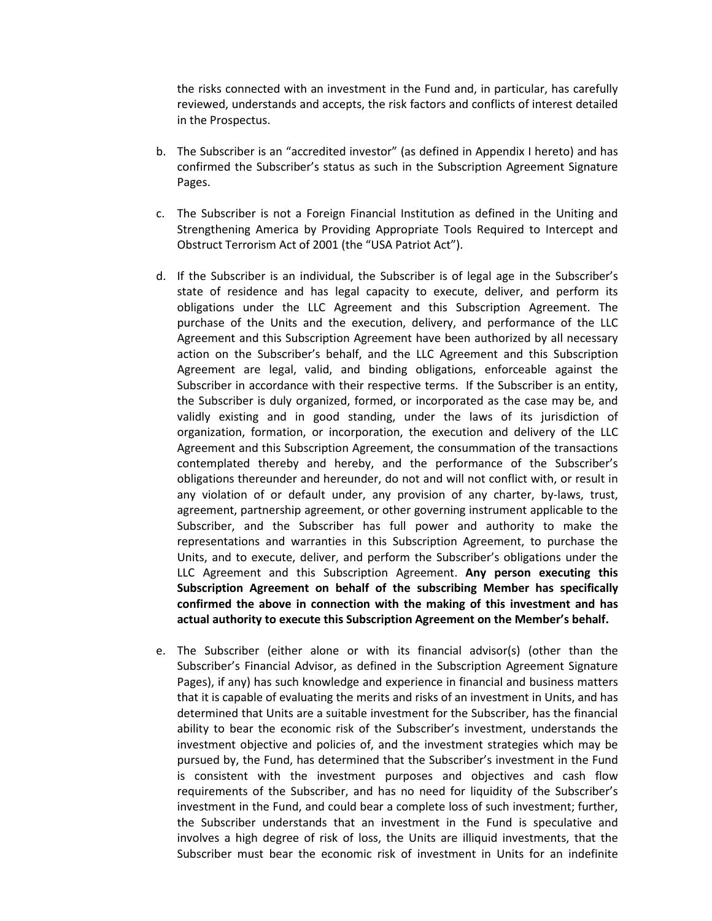the risks connected with an investment in the Fund and, in particular, has carefully reviewed, understands and accepts, the risk factors and conflicts of interest detailed in the Prospectus.

b. The Subscriber is an "accredited investor" (as defined in Appendix I hereto) and has confirmed the Subscriber's status as such in the Subscription Agreement Signature Pages.

c. The Subscriber is not a Foreign Financial Institution as defined in the Uniting and Strengthening America by Providing Appropriate Tools Required to Intercept and Obstruct Terrorism Act of 2001 (the "USA Patriot Act").

d. If the Subscriber is an individual, the Subscriber is of legal age in the Subscriber's state of residence and has legal capacity to execute, deliver, and perform its obligations under the LLC Agreement and this Subscription Agreement. The purchase of the Units and the execution, delivery, and performance of the LLC Agreement and this Subscription Agreement have been authorized by all necessary action on the Subscriber's behalf, and the LLC Agreement and this Subscription Agreement are legal, valid, and binding obligations, enforceable against the Subscriber in accordance with their respective terms. If the Subscriber is an entity, the Subscriber is duly organized, formed, or incorporated as the case may be, and validly existing and in good standing, under the laws of its jurisdiction of organization, formation, or incorporation, the execution and delivery of the LLC Agreement and this Subscription Agreement, the consummation of the transactions contemplated thereby and hereby, and the performance of the Subscriber's obligations thereunder and hereunder, do not and will not conflict with, or result in any violation of or default under, any provision of any charter, by-laws, trust, agreement, partnership agreement, or other governing instrument applicable to the Subscriber, and the Subscriber has full power and authority to make the representations and warranties in this Subscription Agreement, to purchase the Units, and to execute, deliver, and perform the Subscriber's obligations under the LLC Agreement and this Subscription Agreement. **Any person executing this Subscription Agreement on behalf of the subscribing Member has specifically confirmed the above in connection with the making of this investment and has actual authority to execute this Subscription Agreement on the Member's behalf.**

e. The Subscriber (either alone or with its financial advisor(s) (other than the Subscriber's Financial Advisor, as defined in the Subscription Agreement Signature Pages), if any) has such knowledge and experience in financial and business matters that it is capable of evaluating the merits and risks of an investment in Units, and has determined that Units are a suitable investment for the Subscriber, has the financial ability to bear the economic risk of the Subscriber's investment, understands the investment objective and policies of, and the investment strategies which may be pursued by, the Fund, has determined that the Subscriber's investment in the Fund is consistent with the investment purposes and objectives and cash flow requirements of the Subscriber, and has no need for liquidity of the Subscriber's investment in the Fund, and could bear a complete loss of such investment; further, the Subscriber understands that an investment in the Fund is speculative and involves a high degree of risk of loss, the Units are illiquid investments, that the Subscriber must bear the economic risk of investment in Units for an indefinite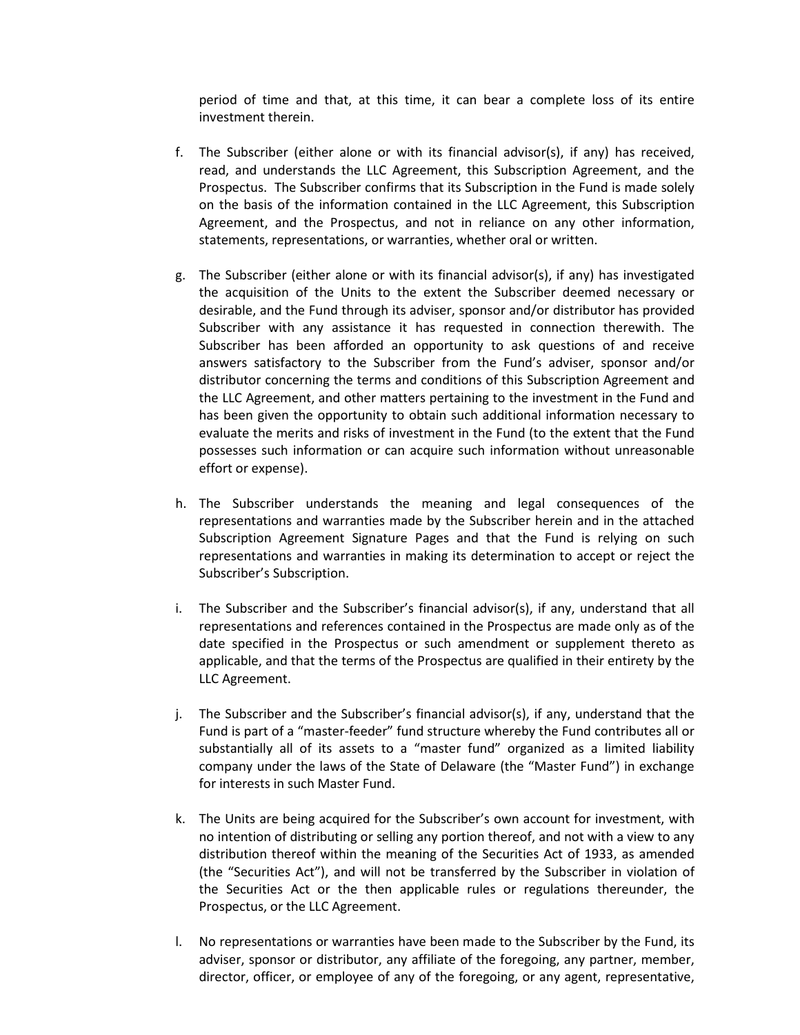period of time and that, at this time, it can bear a complete loss of its entire investment therein.

f. The Subscriber (either alone or with its financial advisor(s), if any) has received, read, and understands the LLC Agreement, this Subscription Agreement, and the Prospectus. The Subscriber confirms that its Subscription in the Fund is made solely on the basis of the information contained in the LLC Agreement, this Subscription Agreement, and the Prospectus, and not in reliance on any other information, statements, representations, or warranties, whether oral or written.

g. The Subscriber (either alone or with its financial advisor(s), if any) has investigated the acquisition of the Units to the extent the Subscriber deemed necessary or desirable, and the Fund through its adviser, sponsor and/or distributor has provided Subscriber with any assistance it has requested in connection therewith. The Subscriber has been afforded an opportunity to ask questions of and receive answers satisfactory to the Subscriber from the Fund's adviser, sponsor and/or distributor concerning the terms and conditions of this Subscription Agreement and the LLC Agreement, and other matters pertaining to the investment in the Fund and has been given the opportunity to obtain such additional information necessary to evaluate the merits and risks of investment in the Fund (to the extent that the Fund possesses such information or can acquire such information without unreasonable effort or expense).

h. The Subscriber understands the meaning and legal consequences of the representations and warranties made by the Subscriber herein and in the attached Subscription Agreement Signature Pages and that the Fund is relying on such representations and warranties in making its determination to accept or reject the Subscriber's Subscription.

i. The Subscriber and the Subscriber's financial advisor(s), if any, understand that all representations and references contained in the Prospectus are made only as of the date specified in the Prospectus or such amendment or supplement thereto as applicable, and that the terms of the Prospectus are qualified in their entirety by the LLC Agreement.

j. The Subscriber and the Subscriber's financial advisor(s), if any, understand that the Fund is part of a "master-feeder" fund structure whereby the Fund contributes all or substantially all of its assets to a "master fund" organized as a limited liability company under the laws of the State of Delaware (the "Master Fund") in exchange for interests in such Master Fund.

k. The Units are being acquired for the Subscriber's own account for investment, with no intention of distributing or selling any portion thereof, and not with a view to any distribution thereof within the meaning of the Securities Act of 1933, as amended (the "Securities Act"), and will not be transferred by the Subscriber in violation of the Securities Act or the then applicable rules or regulations thereunder, the Prospectus, or the LLC Agreement.

l. No representations or warranties have been made to the Subscriber by the Fund, its adviser, sponsor or distributor, any affiliate of the foregoing, any partner, member, director, officer, or employee of any of the foregoing, or any agent, representative,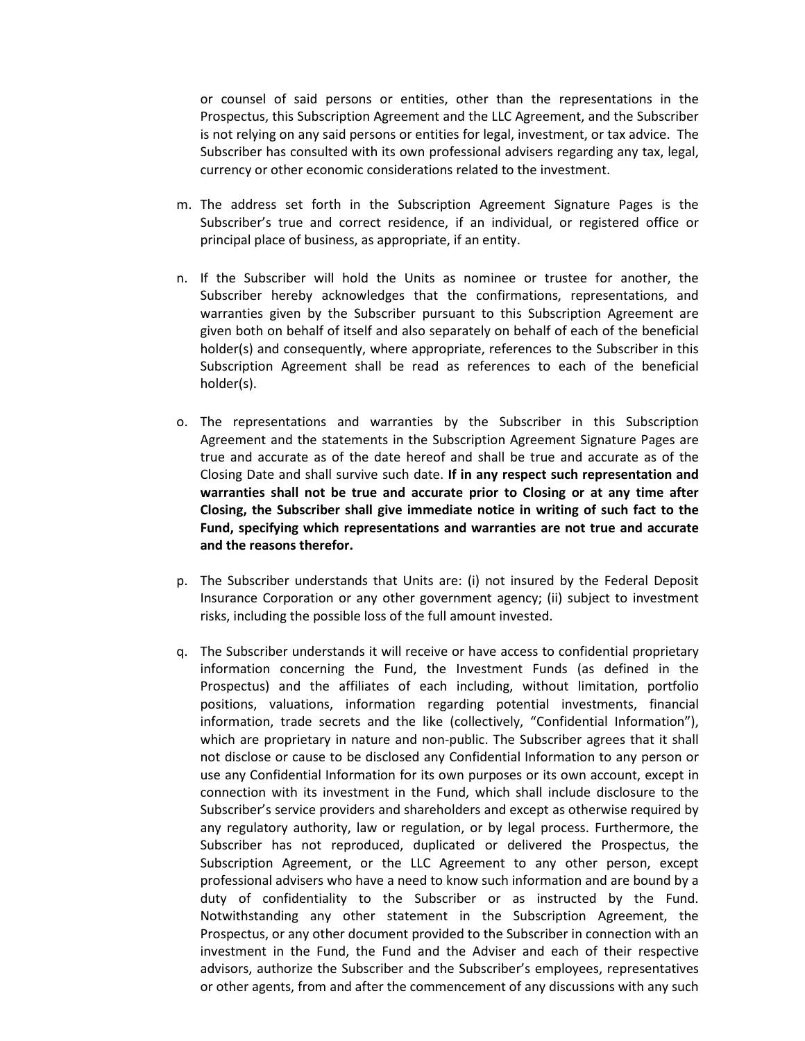or counsel of said persons or entities, other than the representations in the Prospectus, this Subscription Agreement and the LLC Agreement, and the Subscriber is not relying on any said persons or entities for legal, investment, or tax advice. The Subscriber has consulted with its own professional advisers regarding any tax, legal, currency or other economic considerations related to the investment.

m. The address set forth in the Subscription Agreement Signature Pages is the Subscriber's true and correct residence, if an individual, or registered office or principal place of business, as appropriate, if an entity.

n. If the Subscriber will hold the Units as nominee or trustee for another, the Subscriber hereby acknowledges that the confirmations, representations, and warranties given by the Subscriber pursuant to this Subscription Agreement are given both on behalf of itself and also separately on behalf of each of the beneficial holder(s) and consequently, where appropriate, references to the Subscriber in this Subscription Agreement shall be read as references to each of the beneficial holder(s).

o. The representations and warranties by the Subscriber in this Subscription Agreement and the statements in the Subscription Agreement Signature Pages are true and accurate as of the date hereof and shall be true and accurate as of the Closing Date and shall survive such date. **If in any respect such representation and warranties shall not be true and accurate prior to Closing or at any time after Closing, the Subscriber shall give immediate notice in writing of such fact to the Fund, specifying which representations and warranties are not true and accurate and the reasons therefor.**

p. The Subscriber understands that Units are: (i) not insured by the Federal Deposit Insurance Corporation or any other government agency; (ii) subject to investment risks, including the possible loss of the full amount invested.

q. The Subscriber understands it will receive or have access to confidential proprietary information concerning the Fund, the Investment Funds (as defined in the Prospectus) and the affiliates of each including, without limitation, portfolio positions, valuations, information regarding potential investments, financial information, trade secrets and the like (collectively, "Confidential Information"), which are proprietary in nature and non-public. The Subscriber agrees that it shall not disclose or cause to be disclosed any Confidential Information to any person or use any Confidential Information for its own purposes or its own account, except in connection with its investment in the Fund, which shall include disclosure to the Subscriber's service providers and shareholders and except as otherwise required by any regulatory authority, law or regulation, or by legal process. Furthermore, the Subscriber has not reproduced, duplicated or delivered the Prospectus, the Subscription Agreement, or the LLC Agreement to any other person, except professional advisers who have a need to know such information and are bound by a duty of confidentiality to the Subscriber or as instructed by the Fund. Notwithstanding any other statement in the Subscription Agreement, the Prospectus, or any other document provided to the Subscriber in connection with an investment in the Fund, the Fund and the Adviser and each of their respective advisors, authorize the Subscriber and the Subscriber's employees, representatives or other agents, from and after the commencement of any discussions with any such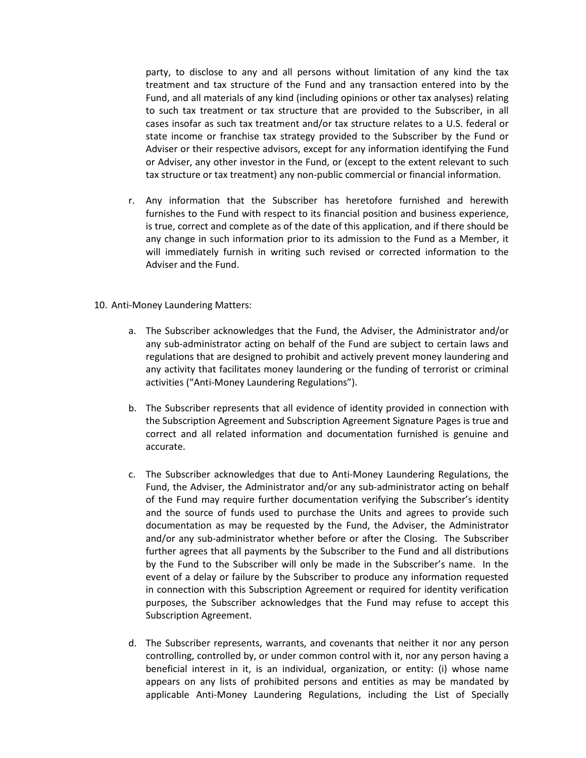party, to disclose to any and all persons without limitation of any kind the tax treatment and tax structure of the Fund and any transaction entered into by the Fund, and all materials of any kind (including opinions or other tax analyses) relating to such tax treatment or tax structure that are provided to the Subscriber, in all cases insofar as such tax treatment and/or tax structure relates to a U.S. federal or state income or franchise tax strategy provided to the Subscriber by the Fund or Adviser or their respective advisors, except for any information identifying the Fund or Adviser, any other investor in the Fund, or (except to the extent relevant to such tax structure or tax treatment) any non-public commercial or financial information.

r. Any information that the Subscriber has heretofore furnished and herewith furnishes to the Fund with respect to its financial position and business experience, is true, correct and complete as of the date of this application, and if there should be any change in such information prior to its admission to the Fund as a Member, it will immediately furnish in writing such revised or corrected information to the Adviser and the Fund.

10. Anti-Money Laundering Matters:

a. The Subscriber acknowledges that the Fund, the Adviser, the Administrator and/or any sub-administrator acting on behalf of the Fund are subject to certain laws and regulations that are designed to prohibit and actively prevent money laundering and any activity that facilitates money laundering or the funding of terrorist or criminal activities ("Anti-Money Laundering Regulations").

b. The Subscriber represents that all evidence of identity provided in connection with the Subscription Agreement and Subscription Agreement Signature Pages is true and correct and all related information and documentation furnished is genuine and accurate.

c. The Subscriber acknowledges that due to Anti-Money Laundering Regulations, the Fund, the Adviser, the Administrator and/or any sub-administrator acting on behalf of the Fund may require further documentation verifying the Subscriber's identity and the source of funds used to purchase the Units and agrees to provide such documentation as may be requested by the Fund, the Adviser, the Administrator and/or any sub-administrator whether before or after the Closing. The Subscriber further agrees that all payments by the Subscriber to the Fund and all distributions by the Fund to the Subscriber will only be made in the Subscriber's name. In the event of a delay or failure by the Subscriber to produce any information requested in connection with this Subscription Agreement or required for identity verification purposes, the Subscriber acknowledges that the Fund may refuse to accept this Subscription Agreement.

d. The Subscriber represents, warrants, and covenants that neither it nor any person controlling, controlled by, or under common control with it, nor any person having a beneficial interest in it, is an individual, organization, or entity: (i) whose name appears on any lists of prohibited persons and entities as may be mandated by applicable Anti-Money Laundering Regulations, including the List of Specially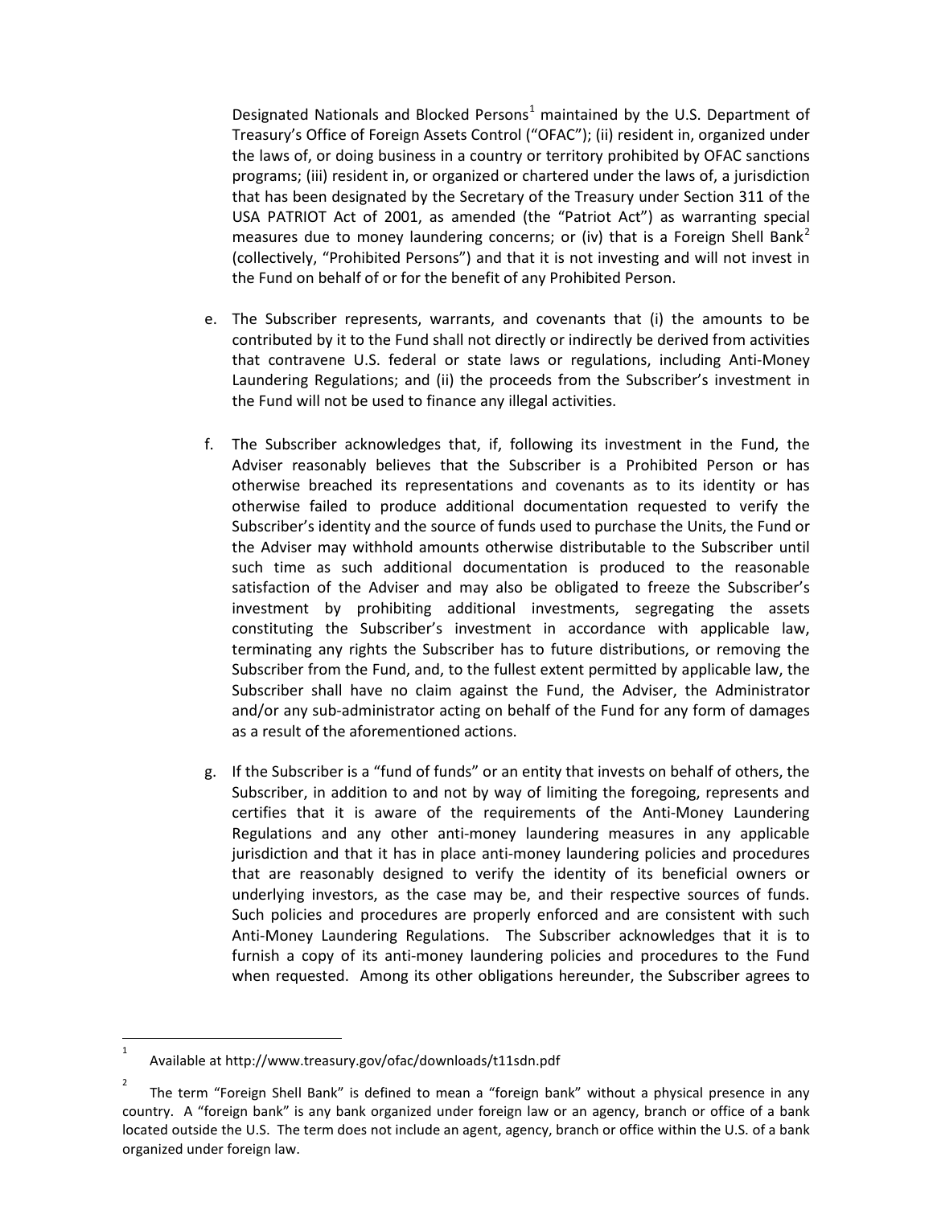Designated Nationals and Blocked Persons[1] maintained by the U.S. Department of Treasury's Office of Foreign Assets Control ("OFAC"); (ii) resident in, organized under the laws of, or doing business in a country or territory prohibited by OFAC sanctions programs; (iii) resident in, or organized or chartered under the laws of, a jurisdiction that has been designated by the Secretary of the Treasury under Section 311 of the USA PATRIOT Act of 2001, as amended (the "Patriot Act") as warranting special measures due to money laundering concerns; or (iv) that is a Foreign Shell Bank[2] (collectively, "Prohibited Persons") and that it is not investing and will not invest in the Fund on behalf of or for the benefit of any Prohibited Person.

e. The Subscriber represents, warrants, and covenants that (i) the amounts to be contributed by it to the Fund shall not directly or indirectly be derived from activities that contravene U.S. federal or state laws or regulations, including Anti-Money Laundering Regulations; and (ii) the proceeds from the Subscriber's investment in the Fund will not be used to finance any illegal activities.

f. The Subscriber acknowledges that, if, following its investment in the Fund, the Adviser reasonably believes that the Subscriber is a Prohibited Person or has otherwise breached its representations and covenants as to its identity or has otherwise failed to produce additional documentation requested to verify the Subscriber's identity and the source of funds used to purchase the Units, the Fund or the Adviser may withhold amounts otherwise distributable to the Subscriber until such time as such additional documentation is produced to the reasonable satisfaction of the Adviser and may also be obligated to freeze the Subscriber's investment by prohibiting additional investments, segregating the assets constituting the Subscriber's investment in accordance with applicable law, terminating any rights the Subscriber has to future distributions, or removing the Subscriber from the Fund, and, to the fullest extent permitted by applicable law, the Subscriber shall have no claim against the Fund, the Adviser, the Administrator and/or any sub-administrator acting on behalf of the Fund for any form of damages as a result of the aforementioned actions.

g. If the Subscriber is a "fund of funds" or an entity that invests on behalf of others, the Subscriber, in addition to and not by way of limiting the foregoing, represents and certifies that it is aware of the requirements of the Anti-Money Laundering Regulations and any other anti-money laundering measures in any applicable jurisdiction and that it has in place anti-money laundering policies and procedures that are reasonably designed to verify the identity of its beneficial owners or underlying investors, as the case may be, and their respective sources of funds. Such policies and procedures are properly enforced and are consistent with such Anti-Money Laundering Regulations. The Subscriber acknowledges that it is to furnish a copy of its anti-money laundering policies and procedures to the Fund when requested. Among its other obligations hereunder, the Subscriber agrees to

---

[1] Available at http://www.treasury.gov/ofac/downloads/t11sdn.pdf

[2] The term "Foreign Shell Bank" is defined to mean a "foreign bank" without a physical presence in any country. A "foreign bank" is any bank organized under foreign law or an agency, branch or office of a bank located outside the U.S. The term does not include an agent, agency, branch or office within the U.S. of a bank organized under foreign law.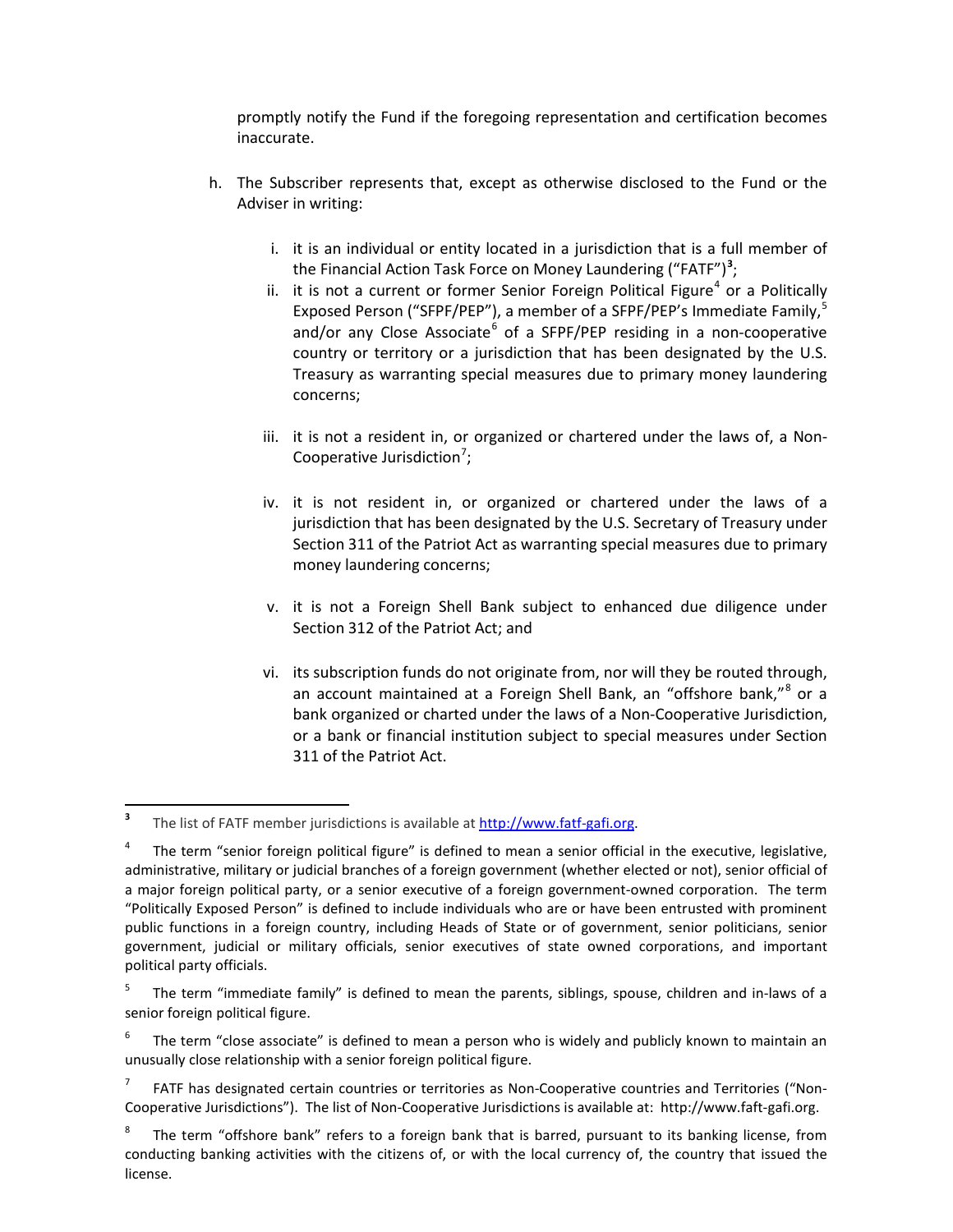promptly notify the Fund if the foregoing representation and certification becomes inaccurate.

h. The Subscriber represents that, except as otherwise disclosed to the Fund or the Adviser in writing:

   i. it is an individual or entity located in a jurisdiction that is a full member of the Financial Action Task Force on Money Laundering ("FATF")[3];

   ii. it is not a current or former Senior Foreign Political Figure[4] or a Politically Exposed Person ("SFPF/PEP"), a member of a SFPF/PEP's Immediate Family,[5] and/or any Close Associate[6] of a SFPF/PEP residing in a non-cooperative country or territory or a jurisdiction that has been designated by the U.S. Treasury as warranting special measures due to primary money laundering concerns;

   iii. it is not a resident in, or organized or chartered under the laws of, a Non-Cooperative Jurisdiction[7];

   iv. it is not resident in, or organized or chartered under the laws of a jurisdiction that has been designated by the U.S. Secretary of Treasury under Section 311 of the Patriot Act as warranting special measures due to primary money laundering concerns;

   v. it is not a Foreign Shell Bank subject to enhanced due diligence under Section 312 of the Patriot Act; and

   vi. its subscription funds do not originate from, nor will they be routed through, an account maintained at a Foreign Shell Bank, an "offshore bank,"[8] or a bank organized or charted under the laws of a Non-Cooperative Jurisdiction, or a bank or financial institution subject to special measures under Section 311 of the Patriot Act.

---

[3] The list of FATF member jurisdictions is available at http://www.fatf-gafi.org.

[4] The term "senior foreign political figure" is defined to mean a senior official in the executive, legislative, administrative, military or judicial branches of a foreign government (whether elected or not), senior official of a major foreign political party, or a senior executive of a foreign government-owned corporation. The term "Politically Exposed Person" is defined to include individuals who are or have been entrusted with prominent public functions in a foreign country, including Heads of State or of government, senior politicians, senior government, judicial or military officials, senior executives of state owned corporations, and important political party officials.

[5] The term "immediate family" is defined to mean the parents, siblings, spouse, children and in-laws of a senior foreign political figure.

[6] The term "close associate" is defined to mean a person who is widely and publicly known to maintain an unusually close relationship with a senior foreign political figure.

[7] FATF has designated certain countries or territories as Non-Cooperative countries and Territories ("Non-Cooperative Jurisdictions"). The list of Non-Cooperative Jurisdictions is available at: http://www.faft-gafi.org.

[8] The term "offshore bank" refers to a foreign bank that is barred, pursuant to its banking license, from conducting banking activities with the citizens of, or with the local currency of, the country that issued the license.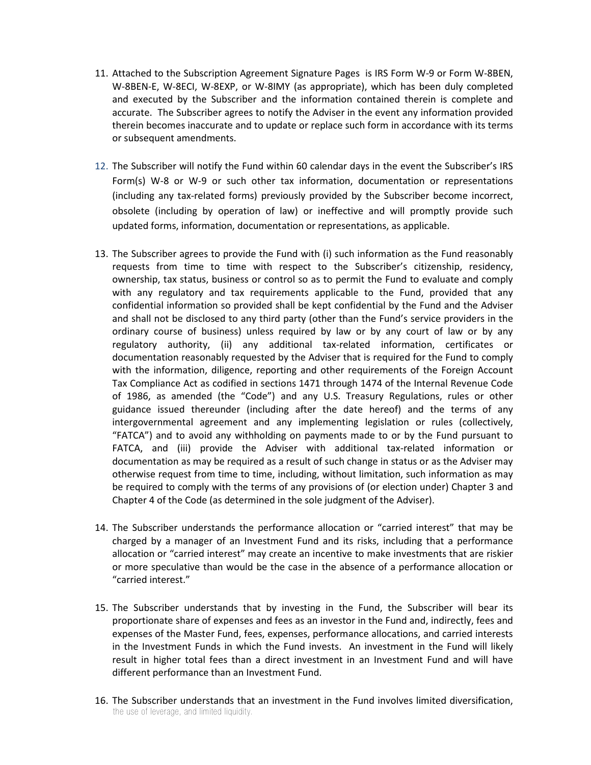11. Attached to the Subscription Agreement Signature Pages is IRS Form W-9 or Form W-8BEN, W-8BEN-E, W-8ECI, W-8EXP, or W-8IMY (as appropriate), which has been duly completed and executed by the Subscriber and the information contained therein is complete and accurate. The Subscriber agrees to notify the Adviser in the event any information provided therein becomes inaccurate and to update or replace such form in accordance with its terms or subsequent amendments.

12. The Subscriber will notify the Fund within 60 calendar days in the event the Subscriber's IRS Form(s) W-8 or W-9 or such other tax information, documentation or representations (including any tax-related forms) previously provided by the Subscriber become incorrect, obsolete (including by operation of law) or ineffective and will promptly provide such updated forms, information, documentation or representations, as applicable.

13. The Subscriber agrees to provide the Fund with (i) such information as the Fund reasonably requests from time to time with respect to the Subscriber's citizenship, residency, ownership, tax status, business or control so as to permit the Fund to evaluate and comply with any regulatory and tax requirements applicable to the Fund, provided that any confidential information so provided shall be kept confidential by the Fund and the Adviser and shall not be disclosed to any third party (other than the Fund's service providers in the ordinary course of business) unless required by law or by any court of law or by any regulatory authority, (ii) any additional tax-related information, certificates or documentation reasonably requested by the Adviser that is required for the Fund to comply with the information, diligence, reporting and other requirements of the Foreign Account Tax Compliance Act as codified in sections 1471 through 1474 of the Internal Revenue Code of 1986, as amended (the "Code") and any U.S. Treasury Regulations, rules or other guidance issued thereunder (including after the date hereof) and the terms of any intergovernmental agreement and any implementing legislation or rules (collectively, "FATCA") and to avoid any withholding on payments made to or by the Fund pursuant to FATCA, and (iii) provide the Adviser with additional tax-related information or documentation as may be required as a result of such change in status or as the Adviser may otherwise request from time to time, including, without limitation, such information as may be required to comply with the terms of any provisions of (or election under) Chapter 3 and Chapter 4 of the Code (as determined in the sole judgment of the Adviser).

14. The Subscriber understands the performance allocation or "carried interest" that may be charged by a manager of an Investment Fund and its risks, including that a performance allocation or "carried interest" may create an incentive to make investments that are riskier or more speculative than would be the case in the absence of a performance allocation or "carried interest."

15. The Subscriber understands that by investing in the Fund, the Subscriber will bear its proportionate share of expenses and fees as an investor in the Fund and, indirectly, fees and expenses of the Master Fund, fees, expenses, performance allocations, and carried interests in the Investment Funds in which the Fund invests. An investment in the Fund will likely result in higher total fees than a direct investment in an Investment Fund and will have different performance than an Investment Fund.

16. The Subscriber understands that an investment in the Fund involves limited diversification, the use of leverage, and limited liquidity.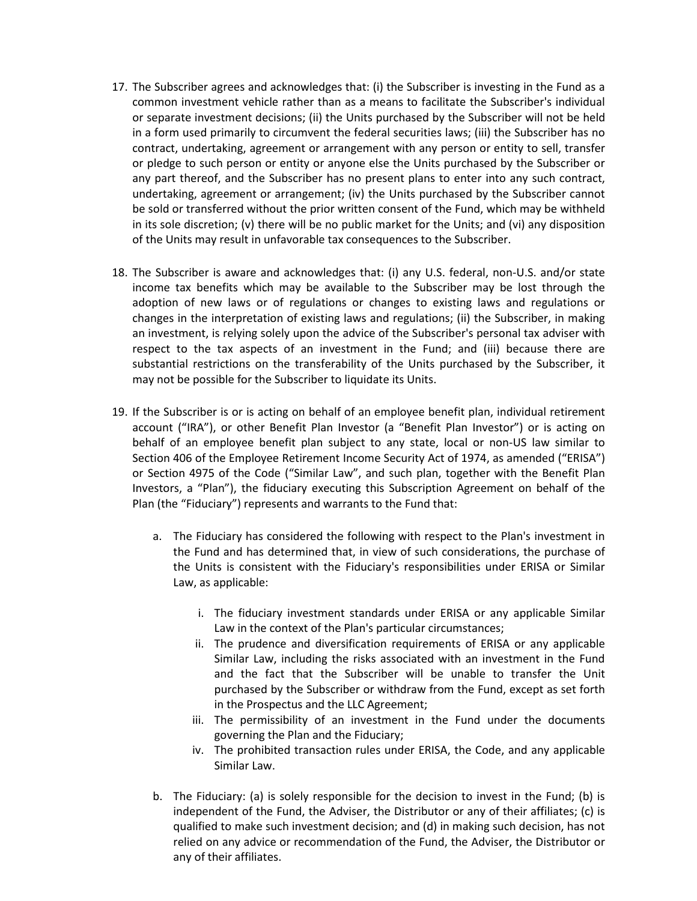17. The Subscriber agrees and acknowledges that: (i) the Subscriber is investing in the Fund as a common investment vehicle rather than as a means to facilitate the Subscriber's individual or separate investment decisions; (ii) the Units purchased by the Subscriber will not be held in a form used primarily to circumvent the federal securities laws; (iii) the Subscriber has no contract, undertaking, agreement or arrangement with any person or entity to sell, transfer or pledge to such person or entity or anyone else the Units purchased by the Subscriber or any part thereof, and the Subscriber has no present plans to enter into any such contract, undertaking, agreement or arrangement; (iv) the Units purchased by the Subscriber cannot be sold or transferred without the prior written consent of the Fund, which may be withheld in its sole discretion; (v) there will be no public market for the Units; and (vi) any disposition of the Units may result in unfavorable tax consequences to the Subscriber.

18. The Subscriber is aware and acknowledges that: (i) any U.S. federal, non-U.S. and/or state income tax benefits which may be available to the Subscriber may be lost through the adoption of new laws or of regulations or changes to existing laws and regulations or changes in the interpretation of existing laws and regulations; (ii) the Subscriber, in making an investment, is relying solely upon the advice of the Subscriber's personal tax adviser with respect to the tax aspects of an investment in the Fund; and (iii) because there are substantial restrictions on the transferability of the Units purchased by the Subscriber, it may not be possible for the Subscriber to liquidate its Units.

19. If the Subscriber is or is acting on behalf of an employee benefit plan, individual retirement account ("IRA"), or other Benefit Plan Investor (a "Benefit Plan Investor") or is acting on behalf of an employee benefit plan subject to any state, local or non-US law similar to Section 406 of the Employee Retirement Income Security Act of 1974, as amended ("ERISA") or Section 4975 of the Code ("Similar Law", and such plan, together with the Benefit Plan Investors, a "Plan"), the fiduciary executing this Subscription Agreement on behalf of the Plan (the "Fiduciary") represents and warrants to the Fund that:

    a. The Fiduciary has considered the following with respect to the Plan's investment in the Fund and has determined that, in view of such considerations, the purchase of the Units is consistent with the Fiduciary's responsibilities under ERISA or Similar Law, as applicable:

        i. The fiduciary investment standards under ERISA or any applicable Similar Law in the context of the Plan's particular circumstances;
        ii. The prudence and diversification requirements of ERISA or any applicable Similar Law, including the risks associated with an investment in the Fund and the fact that the Subscriber will be unable to transfer the Unit purchased by the Subscriber or withdraw from the Fund, except as set forth in the Prospectus and the LLC Agreement;
        iii. The permissibility of an investment in the Fund under the documents governing the Plan and the Fiduciary;
        iv. The prohibited transaction rules under ERISA, the Code, and any applicable Similar Law.

    b. The Fiduciary: (a) is solely responsible for the decision to invest in the Fund; (b) is independent of the Fund, the Adviser, the Distributor or any of their affiliates; (c) is qualified to make such investment decision; and (d) in making such decision, has not relied on any advice or recommendation of the Fund, the Adviser, the Distributor or any of their affiliates.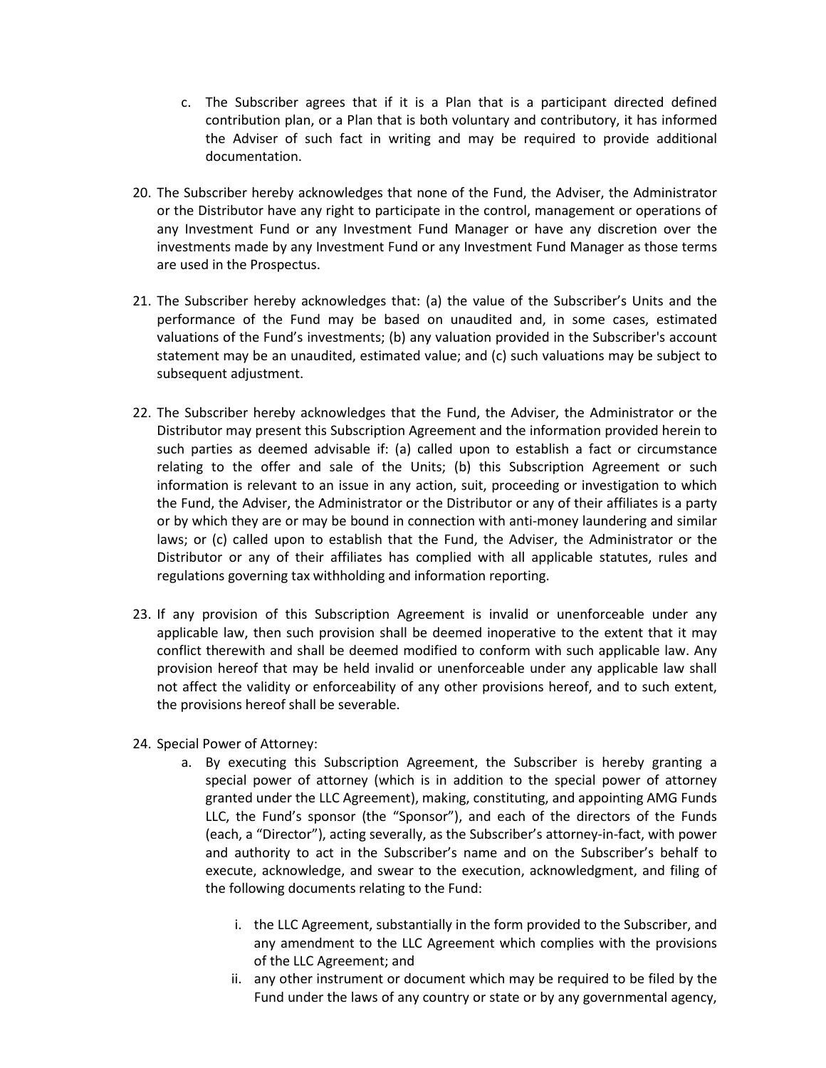c. The Subscriber agrees that if it is a Plan that is a participant directed defined contribution plan, or a Plan that is both voluntary and contributory, it has informed the Adviser of such fact in writing and may be required to provide additional documentation.

20. The Subscriber hereby acknowledges that none of the Fund, the Adviser, the Administrator or the Distributor have any right to participate in the control, management or operations of any Investment Fund or any Investment Fund Manager or have any discretion over the investments made by any Investment Fund or any Investment Fund Manager as those terms are used in the Prospectus.

21. The Subscriber hereby acknowledges that: (a) the value of the Subscriber's Units and the performance of the Fund may be based on unaudited and, in some cases, estimated valuations of the Fund's investments; (b) any valuation provided in the Subscriber's account statement may be an unaudited, estimated value; and (c) such valuations may be subject to subsequent adjustment.

22. The Subscriber hereby acknowledges that the Fund, the Adviser, the Administrator or the Distributor may present this Subscription Agreement and the information provided herein to such parties as deemed advisable if: (a) called upon to establish a fact or circumstance relating to the offer and sale of the Units; (b) this Subscription Agreement or such information is relevant to an issue in any action, suit, proceeding or investigation to which the Fund, the Adviser, the Administrator or the Distributor or any of their affiliates is a party or by which they are or may be bound in connection with anti-money laundering and similar laws; or (c) called upon to establish that the Fund, the Adviser, the Administrator or the Distributor or any of their affiliates has complied with all applicable statutes, rules and regulations governing tax withholding and information reporting.

23. If any provision of this Subscription Agreement is invalid or unenforceable under any applicable law, then such provision shall be deemed inoperative to the extent that it may conflict therewith and shall be deemed modified to conform with such applicable law. Any provision hereof that may be held invalid or unenforceable under any applicable law shall not affect the validity or enforceability of any other provisions hereof, and to such extent, the provisions hereof shall be severable.

24. Special Power of Attorney:
    a. By executing this Subscription Agreement, the Subscriber is hereby granting a special power of attorney (which is in addition to the special power of attorney granted under the LLC Agreement), making, constituting, and appointing AMG Funds LLC, the Fund's sponsor (the "Sponsor"), and each of the directors of the Funds (each, a "Director"), acting severally, as the Subscriber's attorney-in-fact, with power and authority to act in the Subscriber's name and on the Subscriber's behalf to execute, acknowledge, and swear to the execution, acknowledgment, and filing of the following documents relating to the Fund:

        i. the LLC Agreement, substantially in the form provided to the Subscriber, and any amendment to the LLC Agreement which complies with the provisions of the LLC Agreement; and
        ii. any other instrument or document which may be required to be filed by the Fund under the laws of any country or state or by any governmental agency,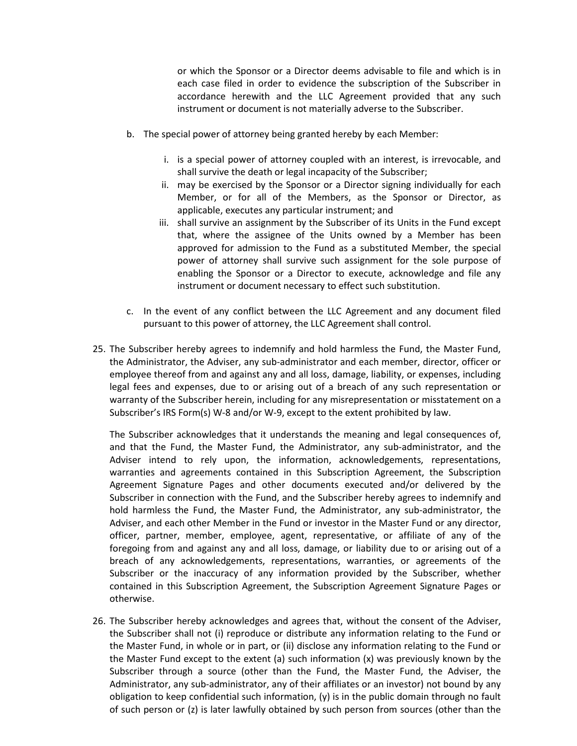or which the Sponsor or a Director deems advisable to file and which is in each case filed in order to evidence the subscription of the Subscriber in accordance herewith and the LLC Agreement provided that any such instrument or document is not materially adverse to the Subscriber.

b. The special power of attorney being granted hereby by each Member:

   i. is a special power of attorney coupled with an interest, is irrevocable, and shall survive the death or legal incapacity of the Subscriber;
   ii. may be exercised by the Sponsor or a Director signing individually for each Member, or for all of the Members, as the Sponsor or Director, as applicable, executes any particular instrument; and
   iii. shall survive an assignment by the Subscriber of its Units in the Fund except that, where the assignee of the Units owned by a Member has been approved for admission to the Fund as a substituted Member, the special power of attorney shall survive such assignment for the sole purpose of enabling the Sponsor or a Director to execute, acknowledge and file any instrument or document necessary to effect such substitution.

c. In the event of any conflict between the LLC Agreement and any document filed pursuant to this power of attorney, the LLC Agreement shall control.

25. The Subscriber hereby agrees to indemnify and hold harmless the Fund, the Master Fund, the Administrator, the Adviser, any sub-administrator and each member, director, officer or employee thereof from and against any and all loss, damage, liability, or expenses, including legal fees and expenses, due to or arising out of a breach of any such representation or warranty of the Subscriber herein, including for any misrepresentation or misstatement on a Subscriber's IRS Form(s) W-8 and/or W-9, except to the extent prohibited by law.

    The Subscriber acknowledges that it understands the meaning and legal consequences of, and that the Fund, the Master Fund, the Administrator, any sub-administrator, and the Adviser intend to rely upon, the information, acknowledgements, representations, warranties and agreements contained in this Subscription Agreement, the Subscription Agreement Signature Pages and other documents executed and/or delivered by the Subscriber in connection with the Fund, and the Subscriber hereby agrees to indemnify and hold harmless the Fund, the Master Fund, the Administrator, any sub-administrator, the Adviser, and each other Member in the Fund or investor in the Master Fund or any director, officer, partner, member, employee, agent, representative, or affiliate of any of the foregoing from and against any and all loss, damage, or liability due to or arising out of a breach of any acknowledgements, representations, warranties, or agreements of the Subscriber or the inaccuracy of any information provided by the Subscriber, whether contained in this Subscription Agreement, the Subscription Agreement Signature Pages or otherwise.

26. The Subscriber hereby acknowledges and agrees that, without the consent of the Adviser, the Subscriber shall not (i) reproduce or distribute any information relating to the Fund or the Master Fund, in whole or in part, or (ii) disclose any information relating to the Fund or the Master Fund except to the extent (a) such information (x) was previously known by the Subscriber through a source (other than the Fund, the Master Fund, the Adviser, the Administrator, any sub-administrator, any of their affiliates or an investor) not bound by any obligation to keep confidential such information, (y) is in the public domain through no fault of such person or (z) is later lawfully obtained by such person from sources (other than the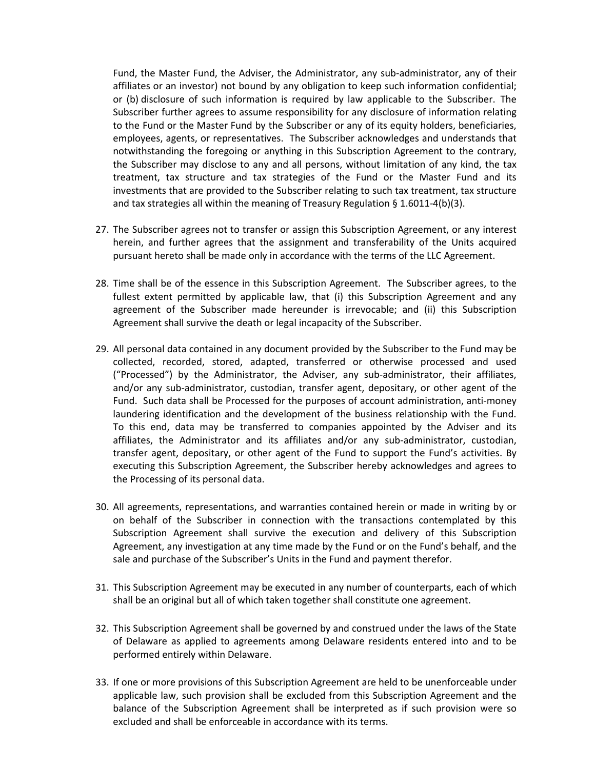Fund, the Master Fund, the Adviser, the Administrator, any sub-administrator, any of their affiliates or an investor) not bound by any obligation to keep such information confidential; or (b) disclosure of such information is required by law applicable to the Subscriber. The Subscriber further agrees to assume responsibility for any disclosure of information relating to the Fund or the Master Fund by the Subscriber or any of its equity holders, beneficiaries, employees, agents, or representatives. The Subscriber acknowledges and understands that notwithstanding the foregoing or anything in this Subscription Agreement to the contrary, the Subscriber may disclose to any and all persons, without limitation of any kind, the tax treatment, tax structure and tax strategies of the Fund or the Master Fund and its investments that are provided to the Subscriber relating to such tax treatment, tax structure and tax strategies all within the meaning of Treasury Regulation § 1.6011-4(b)(3).

27. The Subscriber agrees not to transfer or assign this Subscription Agreement, or any interest herein, and further agrees that the assignment and transferability of the Units acquired pursuant hereto shall be made only in accordance with the terms of the LLC Agreement.

28. Time shall be of the essence in this Subscription Agreement. The Subscriber agrees, to the fullest extent permitted by applicable law, that (i) this Subscription Agreement and any agreement of the Subscriber made hereunder is irrevocable; and (ii) this Subscription Agreement shall survive the death or legal incapacity of the Subscriber.

29. All personal data contained in any document provided by the Subscriber to the Fund may be collected, recorded, stored, adapted, transferred or otherwise processed and used ("Processed") by the Administrator, the Adviser, any sub-administrator, their affiliates, and/or any sub-administrator, custodian, transfer agent, depositary, or other agent of the Fund. Such data shall be Processed for the purposes of account administration, anti-money laundering identification and the development of the business relationship with the Fund. To this end, data may be transferred to companies appointed by the Adviser and its affiliates, the Administrator and its affiliates and/or any sub-administrator, custodian, transfer agent, depositary, or other agent of the Fund to support the Fund's activities. By executing this Subscription Agreement, the Subscriber hereby acknowledges and agrees to the Processing of its personal data.

30. All agreements, representations, and warranties contained herein or made in writing by or on behalf of the Subscriber in connection with the transactions contemplated by this Subscription Agreement shall survive the execution and delivery of this Subscription Agreement, any investigation at any time made by the Fund or on the Fund's behalf, and the sale and purchase of the Subscriber's Units in the Fund and payment therefor.

31. This Subscription Agreement may be executed in any number of counterparts, each of which shall be an original but all of which taken together shall constitute one agreement.

32. This Subscription Agreement shall be governed by and construed under the laws of the State of Delaware as applied to agreements among Delaware residents entered into and to be performed entirely within Delaware.

33. If one or more provisions of this Subscription Agreement are held to be unenforceable under applicable law, such provision shall be excluded from this Subscription Agreement and the balance of the Subscription Agreement shall be interpreted as if such provision were so excluded and shall be enforceable in accordance with its terms.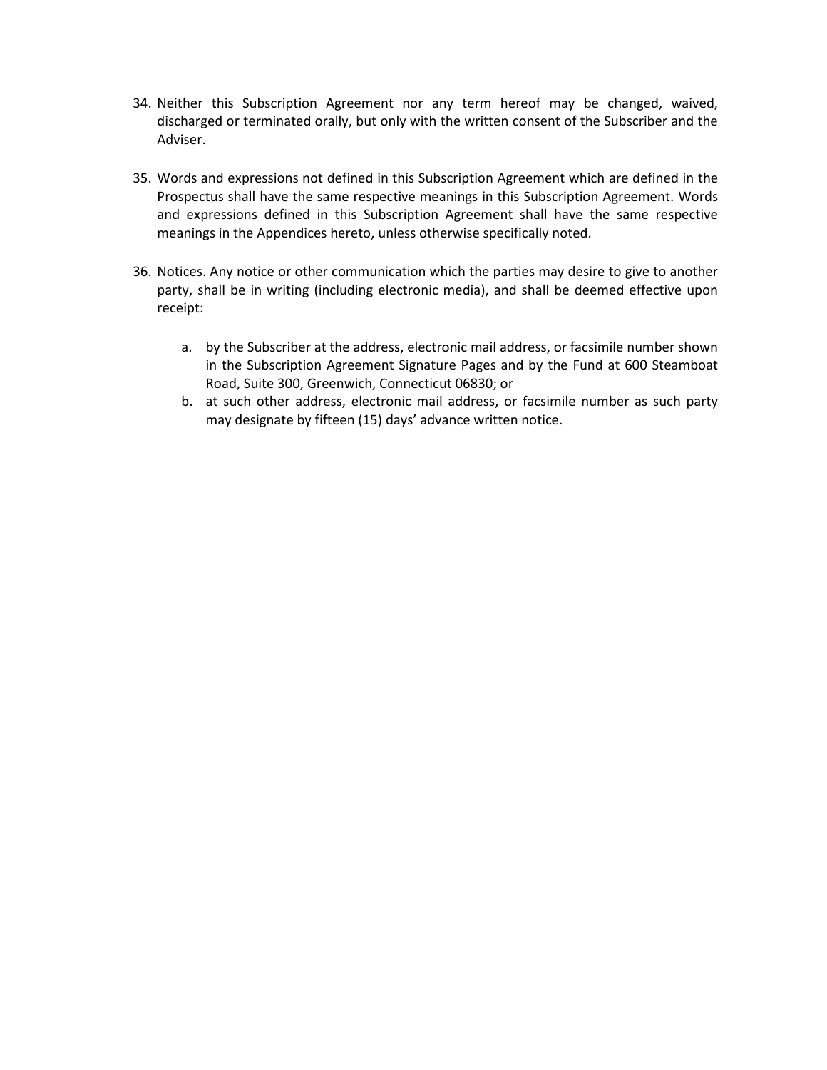34. Neither this Subscription Agreement nor any term hereof may be changed, waived, discharged or terminated orally, but only with the written consent of the Subscriber and the Adviser.

35. Words and expressions not defined in this Subscription Agreement which are defined in the Prospectus shall have the same respective meanings in this Subscription Agreement. Words and expressions defined in this Subscription Agreement shall have the same respective meanings in the Appendices hereto, unless otherwise specifically noted.

36. Notices. Any notice or other communication which the parties may desire to give to another party, shall be in writing (including electronic media), and shall be deemed effective upon receipt:

    a. by the Subscriber at the address, electronic mail address, or facsimile number shown in the Subscription Agreement Signature Pages and by the Fund at 600 Steamboat Road, Suite 300, Greenwich, Connecticut 06830; or
    b. at such other address, electronic mail address, or facsimile number as such party may designate by fifteen (15) days' advance written notice.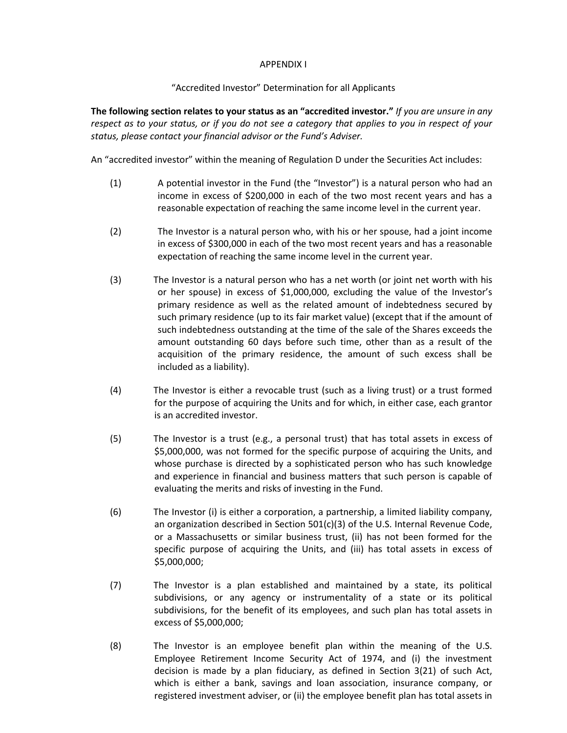APPENDIX I

"Accredited Investor" Determination for all Applicants

**The following section relates to your status as an "accredited investor."** *If you are unsure in any respect as to your status, or if you do not see a category that applies to you in respect of your status, please contact your financial advisor or the Fund's Adviser.*

An "accredited investor" within the meaning of Regulation D under the Securities Act includes:

(1) A potential investor in the Fund (the "Investor") is a natural person who had an income in excess of $200,000 in each of the two most recent years and has a reasonable expectation of reaching the same income level in the current year.

(2) The Investor is a natural person who, with his or her spouse, had a joint income in excess of $300,000 in each of the two most recent years and has a reasonable expectation of reaching the same income level in the current year.

(3) The Investor is a natural person who has a net worth (or joint net worth with his or her spouse) in excess of $1,000,000, excluding the value of the Investor's primary residence as well as the related amount of indebtedness secured by such primary residence (up to its fair market value) (except that if the amount of such indebtedness outstanding at the time of the sale of the Shares exceeds the amount outstanding 60 days before such time, other than as a result of the acquisition of the primary residence, the amount of such excess shall be included as a liability).

(4) The Investor is either a revocable trust (such as a living trust) or a trust formed for the purpose of acquiring the Units and for which, in either case, each grantor is an accredited investor.

(5) The Investor is a trust (e.g., a personal trust) that has total assets in excess of $5,000,000, was not formed for the specific purpose of acquiring the Units, and whose purchase is directed by a sophisticated person who has such knowledge and experience in financial and business matters that such person is capable of evaluating the merits and risks of investing in the Fund.

(6) The Investor (i) is either a corporation, a partnership, a limited liability company, an organization described in Section 501(c)(3) of the U.S. Internal Revenue Code, or a Massachusetts or similar business trust, (ii) has not been formed for the specific purpose of acquiring the Units, and (iii) has total assets in excess of $5,000,000;

(7) The Investor is a plan established and maintained by a state, its political subdivisions, or any agency or instrumentality of a state or its political subdivisions, for the benefit of its employees, and such plan has total assets in excess of $5,000,000;

(8) The Investor is an employee benefit plan within the meaning of the U.S. Employee Retirement Income Security Act of 1974, and (i) the investment decision is made by a plan fiduciary, as defined in Section 3(21) of such Act, which is either a bank, savings and loan association, insurance company, or registered investment adviser, or (ii) the employee benefit plan has total assets in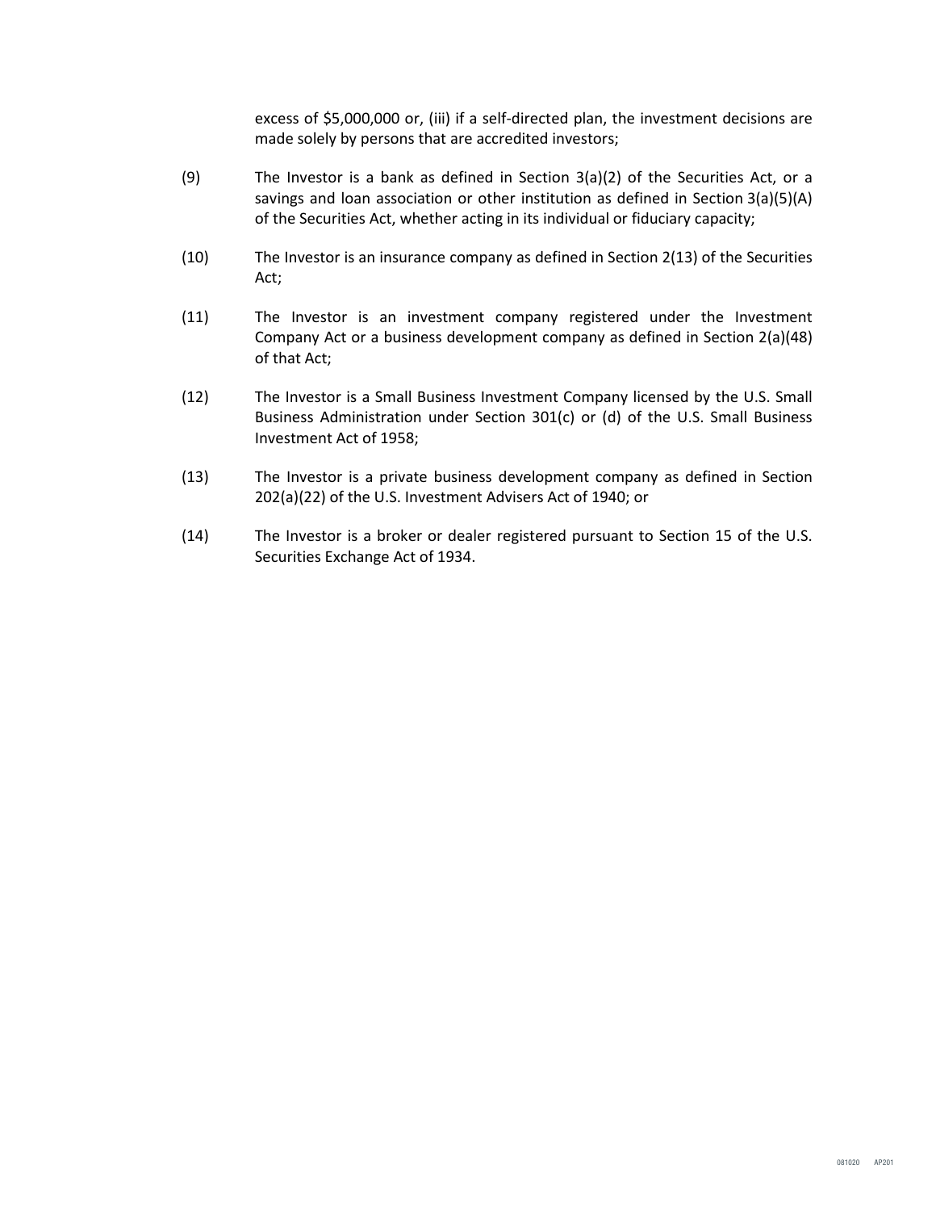excess of $5,000,000 or, (iii) if a self-directed plan, the investment decisions are made solely by persons that are accredited investors;

(9) The Investor is a bank as defined in Section 3(a)(2) of the Securities Act, or a savings and loan association or other institution as defined in Section 3(a)(5)(A) of the Securities Act, whether acting in its individual or fiduciary capacity;

(10) The Investor is an insurance company as defined in Section 2(13) of the Securities Act;

(11) The Investor is an investment company registered under the Investment Company Act or a business development company as defined in Section 2(a)(48) of that Act;

(12) The Investor is a Small Business Investment Company licensed by the U.S. Small Business Administration under Section 301(c) or (d) of the U.S. Small Business Investment Act of 1958;

(13) The Investor is a private business development company as defined in Section 202(a)(22) of the U.S. Investment Advisers Act of 1940; or

(14) The Investor is a broker or dealer registered pursuant to Section 15 of the U.S. Securities Exchange Act of 1934.